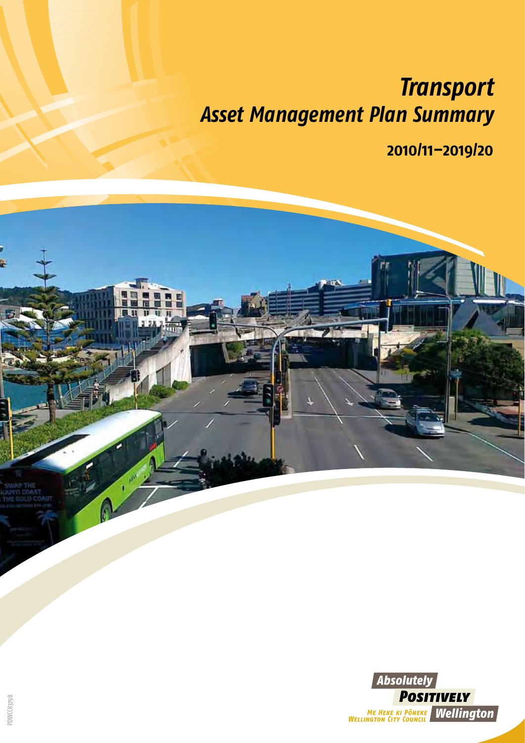# Transport

# Asset Management Plan Summary

**2010/11–2019/20**

Absolutely
POSITIVELY
ME HEKE KI PŌNEKE
WELLINGTON CITY COUNCIL
Wellington

PDWCC83798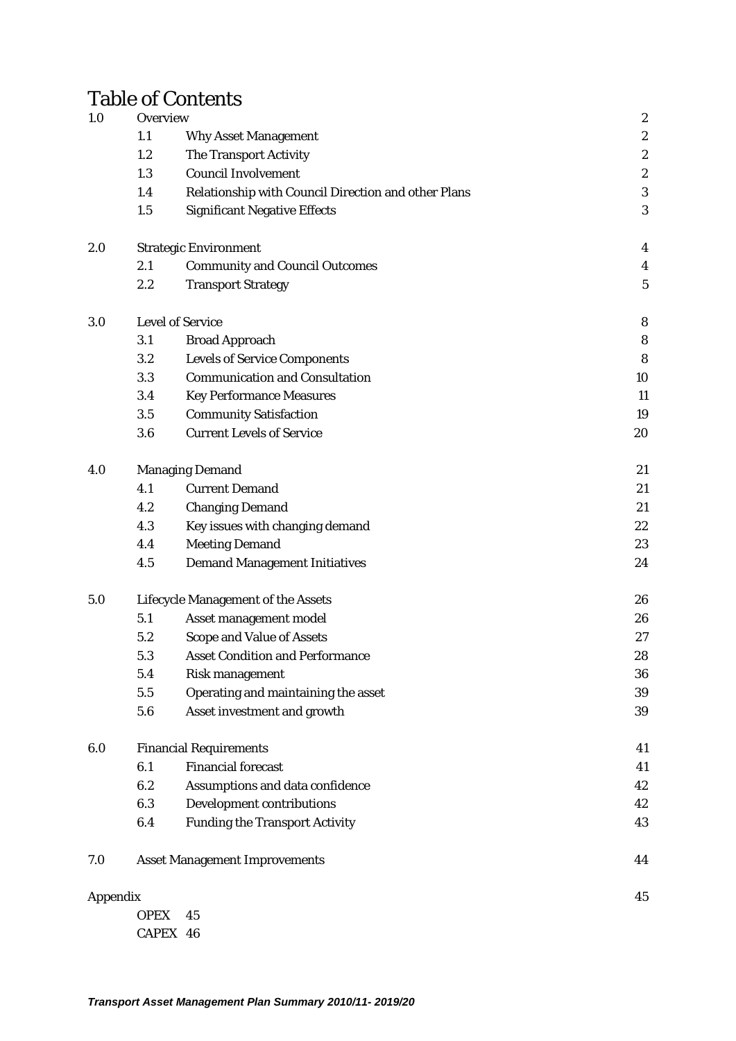# Table of Contents

| | | | |
|---|---|---|---|
| 1.0 | Overview | | 2 |
| | 1.1 | Why Asset Management | 2 |
| | 1.2 | The Transport Activity | 2 |
| | 1.3 | Council Involvement | 2 |
| | 1.4 | Relationship with Council Direction and other Plans | 3 |
| | 1.5 | Significant Negative Effects | 3 |
| 2.0 | Strategic Environment | | 4 |
| | 2.1 | Community and Council Outcomes | 4 |
| | 2.2 | Transport Strategy | 5 |
| 3.0 | Level of Service | | 8 |
| | 3.1 | Broad Approach | 8 |
| | 3.2 | Levels of Service Components | 8 |
| | 3.3 | Communication and Consultation | 10 |
| | 3.4 | Key Performance Measures | 11 |
| | 3.5 | Community Satisfaction | 19 |
| | 3.6 | Current Levels of Service | 20 |
| 4.0 | Managing Demand | | 21 |
| | 4.1 | Current Demand | 21 |
| | 4.2 | Changing Demand | 21 |
| | 4.3 | Key issues with changing demand | 22 |
| | 4.4 | Meeting Demand | 23 |
| | 4.5 | Demand Management Initiatives | 24 |
| 5.0 | Lifecycle Management of the Assets | | 26 |
| | 5.1 | Asset management model | 26 |
| | 5.2 | Scope and Value of Assets | 27 |
| | 5.3 | Asset Condition and Performance | 28 |
| | 5.4 | Risk management | 36 |
| | 5.5 | Operating and maintaining the asset | 39 |
| | 5.6 | Asset investment and growth | 39 |
| 6.0 | Financial Requirements | | 41 |
| | 6.1 | Financial forecast | 41 |
| | 6.2 | Assumptions and data confidence | 42 |
| | 6.3 | Development contributions | 42 |
| | 6.4 | Funding the Transport Activity | 43 |
| 7.0 | Asset Management Improvements | | 44 |
| Appendix | | | 45 |
| | OPEX | 45 | |
| | CAPEX | 46 | |

*Transport Asset Management Plan Summary 2010/11- 2019/20*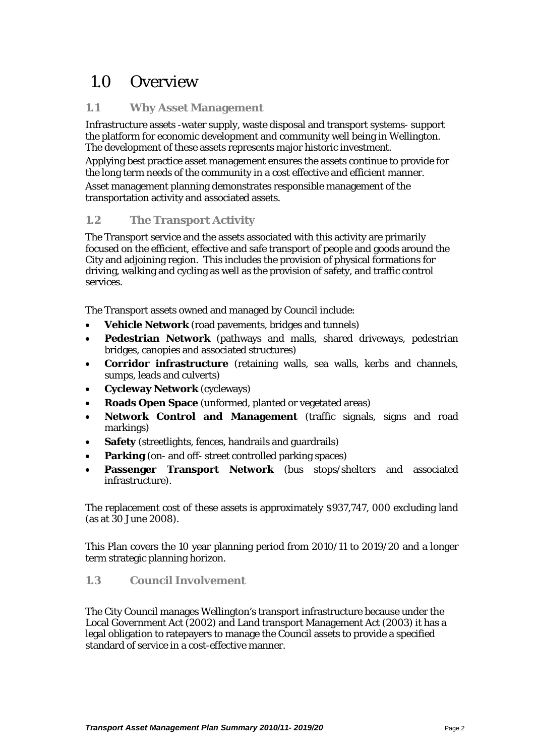# 1.0 Overview

## 1.1 Why Asset Management

Infrastructure assets -water supply, waste disposal and transport systems- support the platform for economic development and community well being in Wellington. The development of these assets represents major historic investment.

Applying best practice asset management ensures the assets continue to provide for the long term needs of the community in a cost effective and efficient manner.

Asset management planning demonstrates responsible management of the transportation activity and associated assets.

## 1.2 The Transport Activity

The Transport service and the assets associated with this activity are primarily focused on the efficient, effective and safe transport of people and goods around the City and adjoining region. This includes the provision of physical formations for driving, walking and cycling as well as the provision of safety, and traffic control services.

The Transport assets owned and managed by Council include:

- **Vehicle Network** (road pavements, bridges and tunnels)
- **Pedestrian Network** (pathways and malls, shared driveways, pedestrian bridges, canopies and associated structures)
- **Corridor infrastructure** (retaining walls, sea walls, kerbs and channels, sumps, leads and culverts)
- **Cycleway Network** (cycleways)
- **Roads Open Space** (unformed, planted or vegetated areas)
- **Network Control and Management** (traffic signals, signs and road markings)
- **Safety** (streetlights, fences, handrails and guardrails)
- **Parking** (on- and off- street controlled parking spaces)
- **Passenger Transport Network** (bus stops/shelters and associated infrastructure).

The replacement cost of these assets is approximately $937,747, 000 excluding land (as at 30 June 2008).

This Plan covers the 10 year planning period from 2010/11 to 2019/20 and a longer term strategic planning horizon.

## 1.3 Council Involvement

The City Council manages Wellington's transport infrastructure because under the Local Government Act (2002) and Land transport Management Act (2003) it has a legal obligation to ratepayers to manage the Council assets to provide a specified standard of service in a cost-effective manner.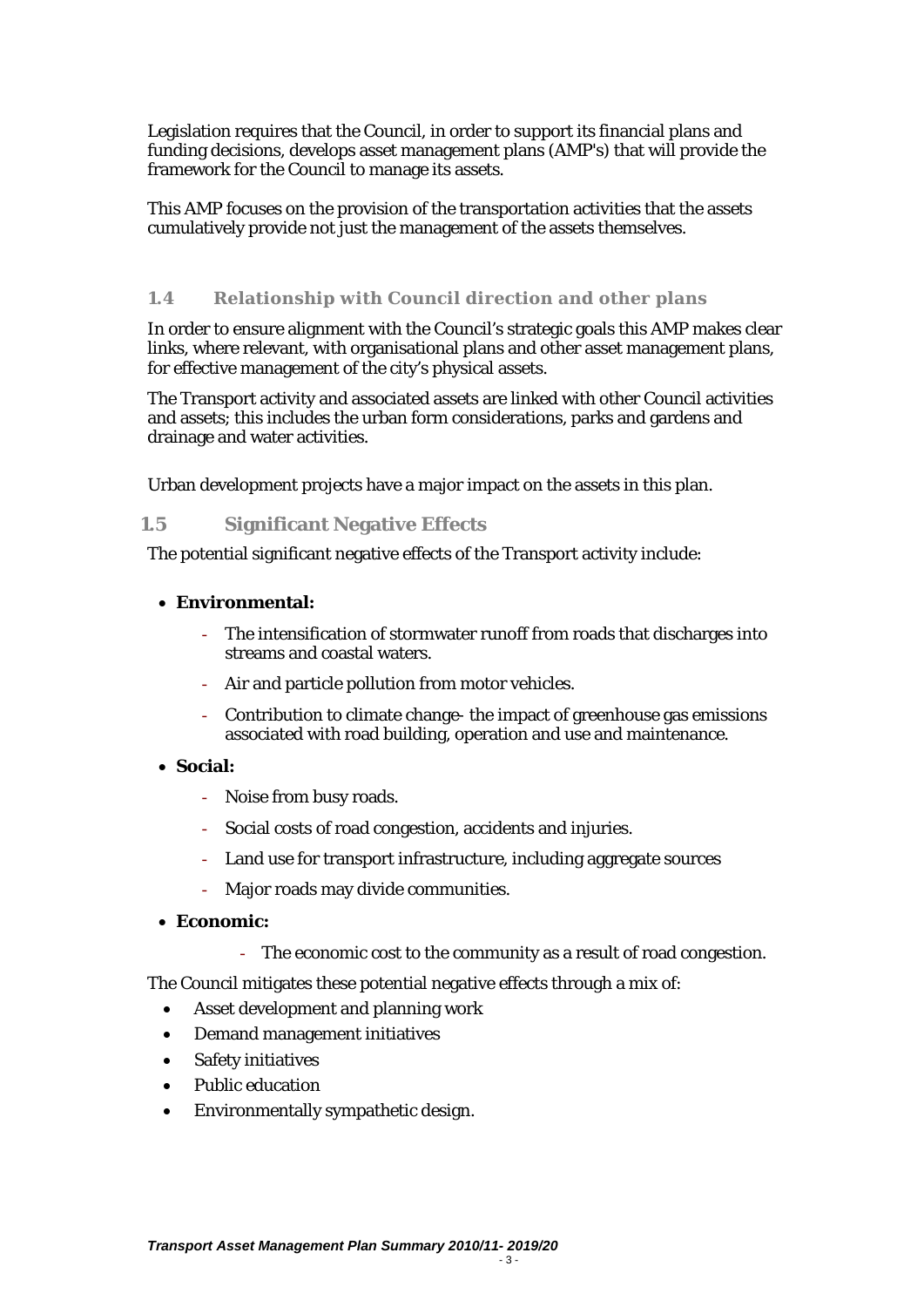Legislation requires that the Council, in order to support its financial plans and funding decisions, develops asset management plans (AMP's) that will provide the framework for the Council to manage its assets.

This AMP focuses on the provision of the transportation activities that the assets cumulatively provide not just the management of the assets themselves.

### 1.4 Relationship with Council direction and other plans

In order to ensure alignment with the Council's strategic goals this AMP makes clear links, where relevant, with organisational plans and other asset management plans, for effective management of the city's physical assets.

The Transport activity and associated assets are linked with other Council activities and assets; this includes the urban form considerations, parks and gardens and drainage and water activities.

Urban development projects have a major impact on the assets in this plan.

### 1.5 Significant Negative Effects

The potential significant negative effects of the Transport activity include:

- **Environmental:**
  - The intensification of stormwater runoff from roads that discharges into streams and coastal waters.
  - Air and particle pollution from motor vehicles.
  - Contribution to climate change- the impact of greenhouse gas emissions associated with road building, operation and use and maintenance.
- **Social:**
  - Noise from busy roads.
  - Social costs of road congestion, accidents and injuries.
  - Land use for transport infrastructure, including aggregate sources
  - Major roads may divide communities.
- **Economic:**
  - The economic cost to the community as a result of road congestion.

The Council mitigates these potential negative effects through a mix of:

- Asset development and planning work
- Demand management initiatives
- Safety initiatives
- Public education
- Environmentally sympathetic design.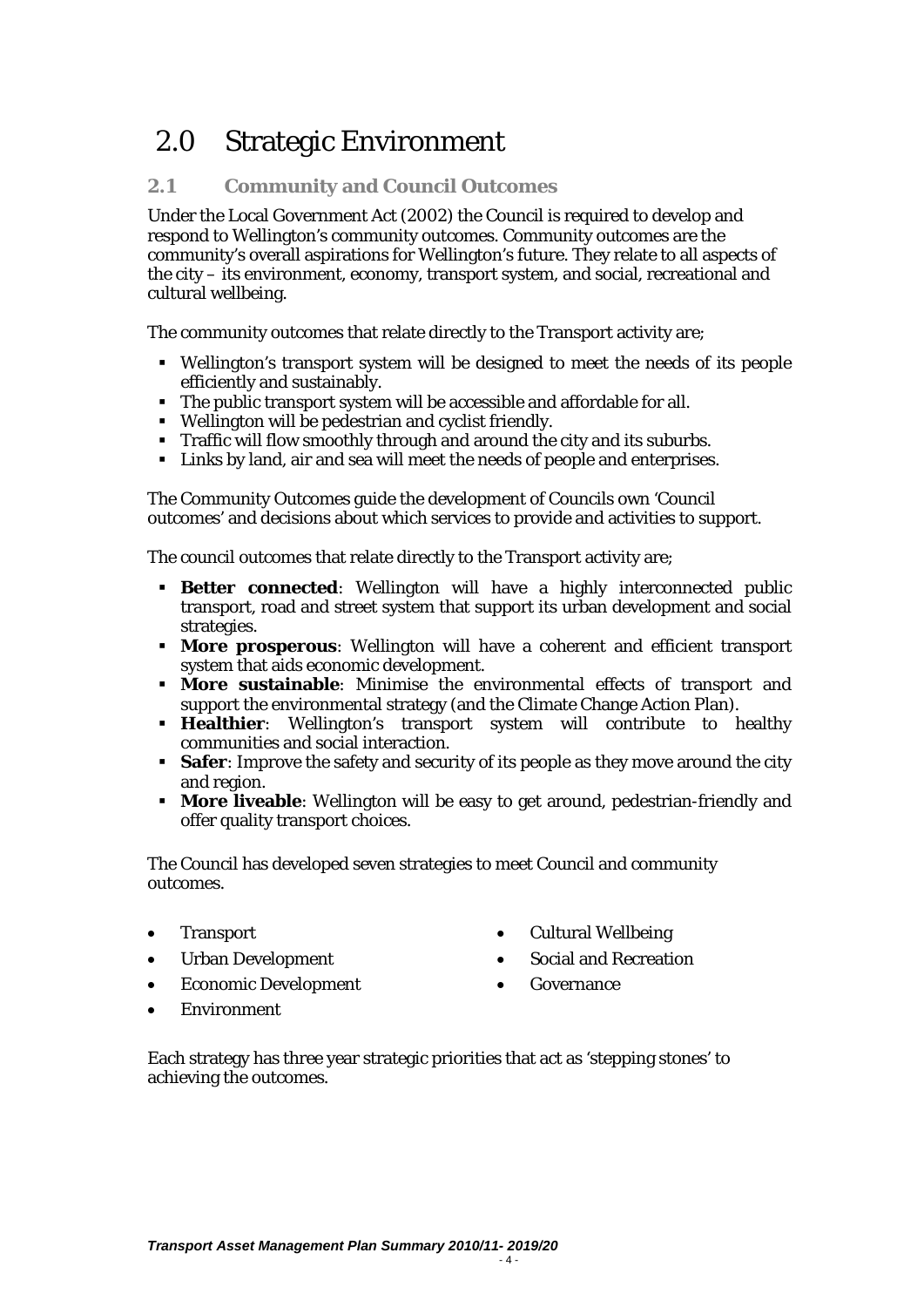#  2.0 Strategic Environment

## 2.1 Community and Council Outcomes

Under the Local Government Act (2002) the Council is required to develop and respond to Wellington's community outcomes. Community outcomes are the community's overall aspirations for Wellington's future. They relate to all aspects of the city – its environment, economy, transport system, and social, recreational and cultural wellbeing.

The community outcomes that relate directly to the Transport activity are;

- Wellington's transport system will be designed to meet the needs of its people efficiently and sustainably.
- The public transport system will be accessible and affordable for all.
- Wellington will be pedestrian and cyclist friendly.
- Traffic will flow smoothly through and around the city and its suburbs.
- Links by land, air and sea will meet the needs of people and enterprises.

The Community Outcomes guide the development of Councils own 'Council outcomes' and decisions about which services to provide and activities to support.

The council outcomes that relate directly to the Transport activity are;

- **Better connected**: Wellington will have a highly interconnected public transport, road and street system that support its urban development and social strategies.
- **More prosperous**: Wellington will have a coherent and efficient transport system that aids economic development.
- **More sustainable**: Minimise the environmental effects of transport and support the environmental strategy (and the Climate Change Action Plan).
- **Healthier**: Wellington's transport system will contribute to healthy communities and social interaction.
- **Safer**: Improve the safety and security of its people as they move around the city and region.
- **More liveable**: Wellington will be easy to get around, pedestrian-friendly and offer quality transport choices.

The Council has developed seven strategies to meet Council and community outcomes.

- Transport
- Urban Development
- Economic Development
- Environment
- Cultural Wellbeing
- Social and Recreation
- Governance

Each strategy has three year strategic priorities that act as 'stepping stones' to achieving the outcomes.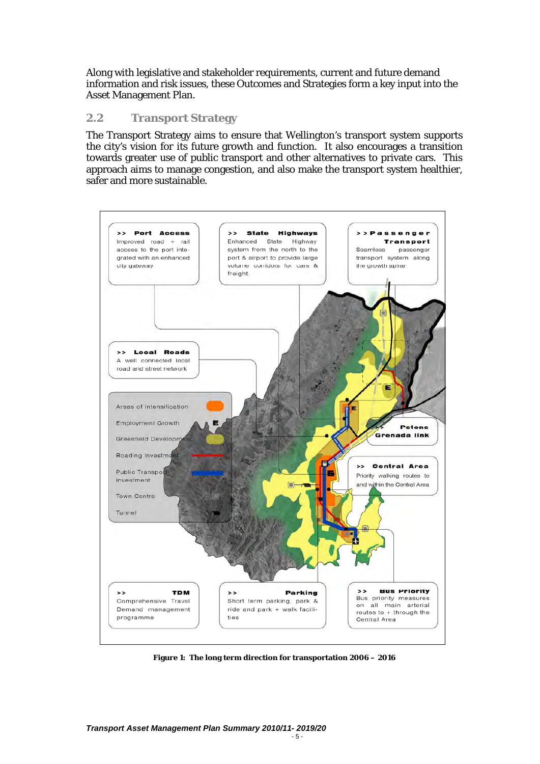Along with legislative and stakeholder requirements, current and future demand information and risk issues, these Outcomes and Strategies form a key input into the Asset Management Plan.

## 2.2 Transport Strategy

The Transport Strategy aims to ensure that Wellington's transport system supports the city's vision for its future growth and function. It also encourages a transition towards greater use of public transport and other alternatives to private cars. This approach aims to manage congestion, and also make the transport system healthier, safer and more sustainable.

>> **Port Access**
Improved road + rail access to the port integrated with an enhanced city gateway

>> **State Highways**
Enhanced State Highway system from the north to the port & airport to provide large volume corridors for cars & freight

>> **Passenger Transport**
Seamless passenger transport system along the growth spine

>> **Local Roads**
A well connected local road and street network

- Areas of Intensification
- Employment Growth
- Greenfield Development
- Roading Investment
- Public Transport Investment
- Town Centre
- Tunnel

>> **Petone Grenada link**

>> **Central Area**
Priority walking routes to and within the Central Area

>> **TDM**
Comprehensive Travel Demand management programme

>> **Parking**
Short term parking, park & ride and park + walk facilities

>> **Bus Priority**
Bus priority measures on all main arterial routes to + through the Central Area

**Figure 1: The long term direction for transportation 2006 – 2016**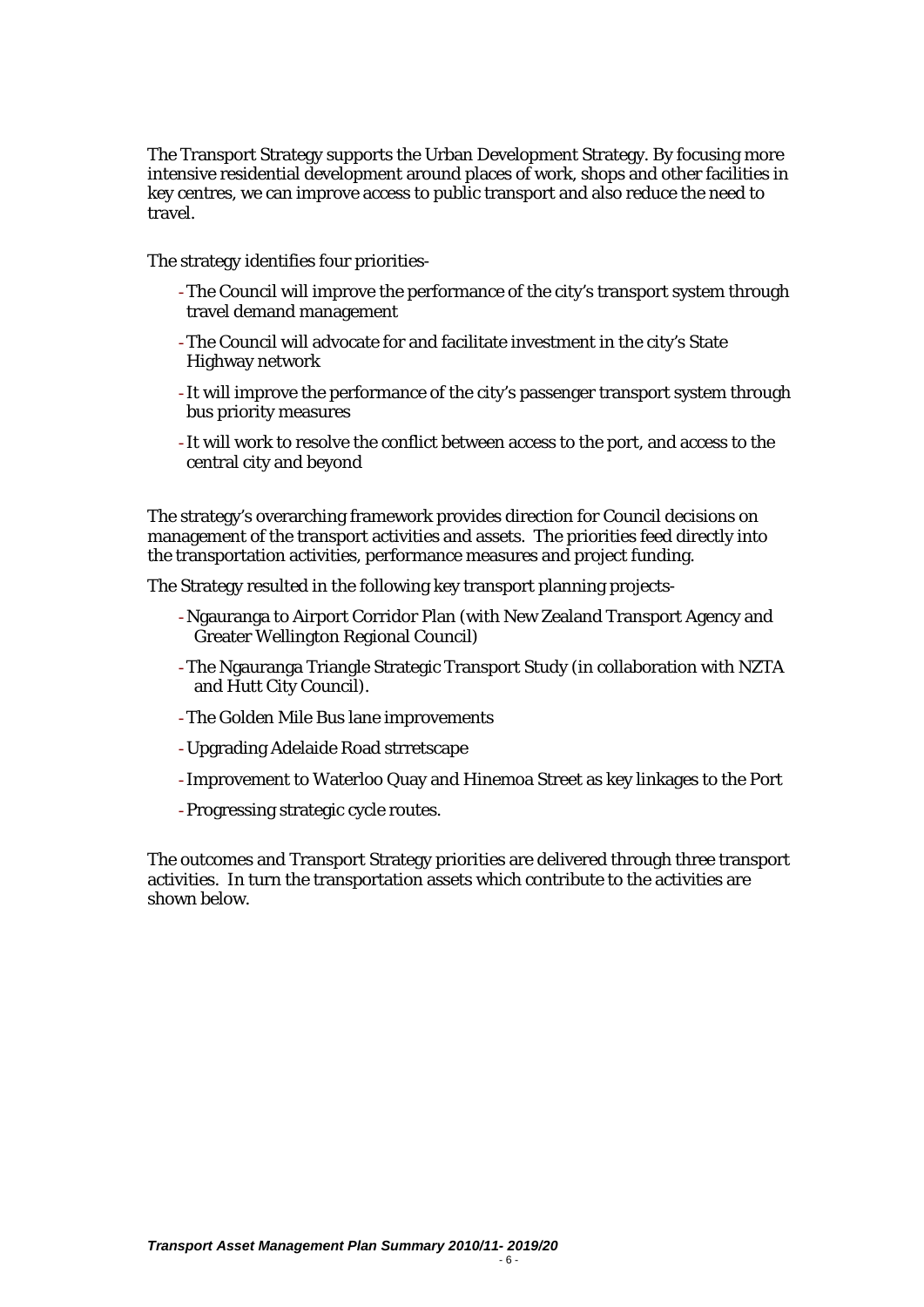The Transport Strategy supports the Urban Development Strategy. By focusing more intensive residential development around places of work, shops and other facilities in key centres, we can improve access to public transport and also reduce the need to travel.

The strategy identifies four priorities-

- The Council will improve the performance of the city's transport system through travel demand management
- The Council will advocate for and facilitate investment in the city's State Highway network
- It will improve the performance of the city's passenger transport system through bus priority measures
- It will work to resolve the conflict between access to the port, and access to the central city and beyond

The strategy's overarching framework provides direction for Council decisions on management of the transport activities and assets. The priorities feed directly into the transportation activities, performance measures and project funding.

The Strategy resulted in the following key transport planning projects-

- Ngauranga to Airport Corridor Plan (with New Zealand Transport Agency and Greater Wellington Regional Council)
- The Ngauranga Triangle Strategic Transport Study (in collaboration with NZTA and Hutt City Council).
- The Golden Mile Bus lane improvements
- Upgrading Adelaide Road strretscape
- Improvement to Waterloo Quay and Hinemoa Street as key linkages to the Port
- Progressing strategic cycle routes.

The outcomes and Transport Strategy priorities are delivered through three transport activities. In turn the transportation assets which contribute to the activities are shown below.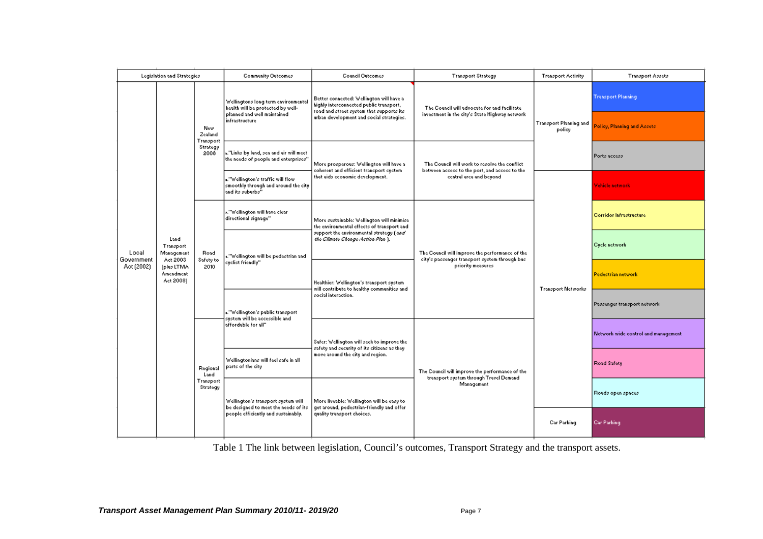| Legislation and Strategies | | | Community Outcomes | Council Outcomes | Transport Strategy | Transport Activity | Transport Assets |
|---|---|---|---|---|---|---|---|
| Local Government Act (2002) | Land Transport Management Act 2003 (plus LTMA Amendment Act 2008) | New Zealand Transport Strategy 2008 | Wellingtons long term environmental health will be protected by well-planned and well maintained infrastructure | Better connected: Wellington will have a highly interconnected public transport, road and street system that supports its urban development and social strategies. | The Council will advocate for and facilitate investment in the city's State Highway network | Transport Planning and policy | Transport Planning |
| | | | | | | | Policy, Planning and Assets |
| | | | ."Links by land, sea and air will meet the needs of people and enterprises" | More prosperous: Wellington will have a coherent and efficient transport system that aids economic development. | The Council will work to resolve the conflict between access to the port, and access to the central area and beyond | | Ports access |
| | | | ."Wellington's traffic will flow smoothly through and around the city and its suburbs" | | | Transport Networks | Vehicle network |
| | | Road Safety to 2010 | ."Wellington will have clear directional signage" | More sustainable: Wellington will minimise the environmental effects of transport and support the environmental strategy ( *and the Climate Change Action Plan* ). | The Council will improve the performance of the city's passenger transport system through bus priority measures | | Corridor Infrastructure |
| | | | ."Wellington will be pedestrian and cyclist friendly" | | | | Cycle network |
| | | | | Healthier: Wellington's transport system will contribute to healthy communities and social interaction. | | | Pedestrian network |
| | | | ."Wellington's public transport system will be accessible and affordable for all" | | | | Passenger transport network |
| | | Regional Land Transport Strategy | | Safer: Wellington will seek to improve the safety and security of its citizens as they move around the city and region. | The Council will improve the performance of the transport system through Travel Demand Management | | Network wide control and management |
| | | | Wellingtonians will feel safe in all parts of the city | | | | Road Safety |
| | | | Wellington's transport system will be designed to meet the needs of its people efficiently and sustainably. | More liveable: Wellington will be easy to get around, pedestrian-friendly and offer quality transport choices. | | | Roads open spaces |
| | | | | | | Car Parking | Car Parking |

Table 1 The link between legislation, Council's outcomes, Transport Strategy and the transport assets.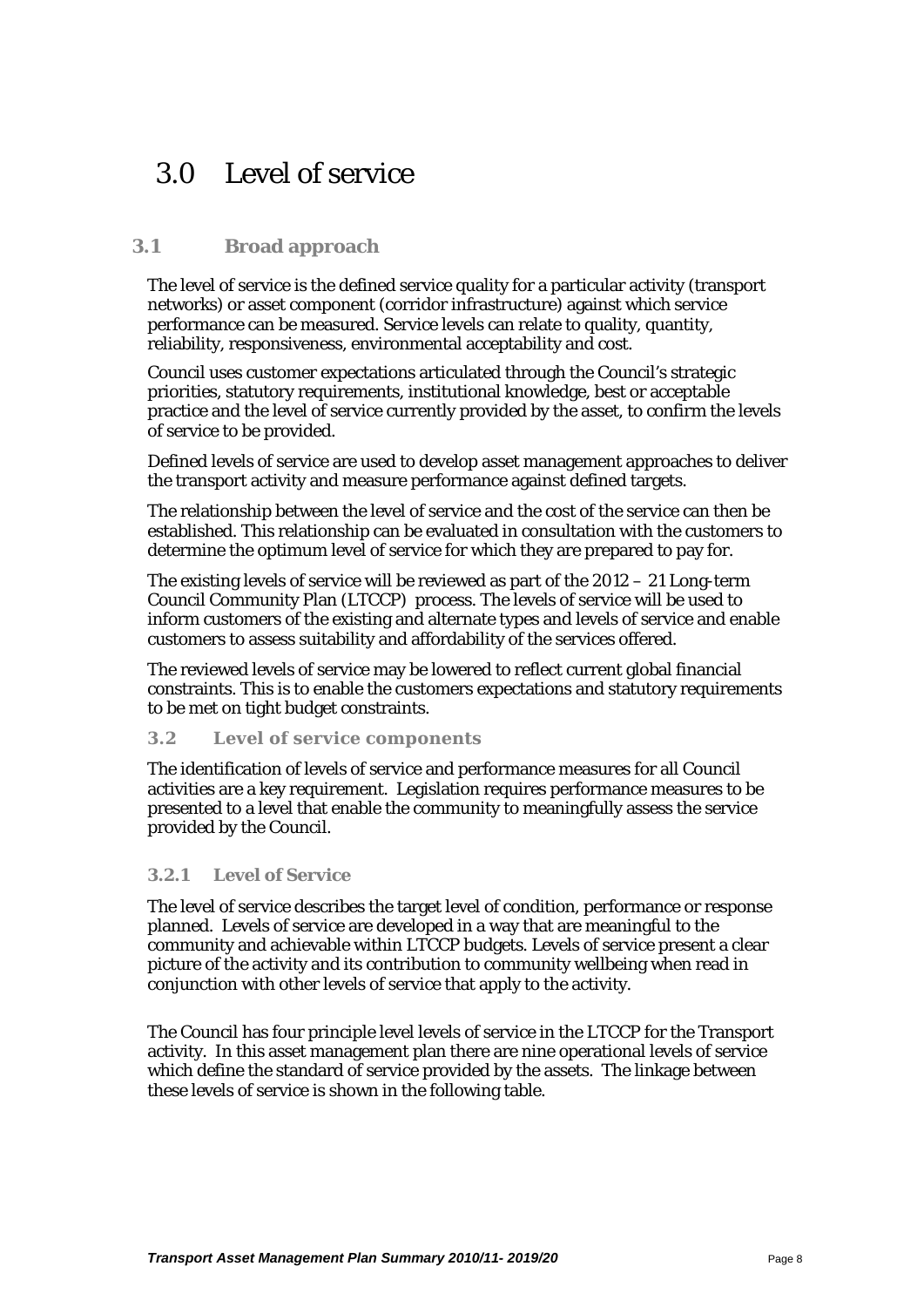# 3.0 Level of service

## 3.1 Broad approach

The level of service is the defined service quality for a particular activity (transport networks) or asset component (corridor infrastructure) against which service performance can be measured. Service levels can relate to quality, quantity, reliability, responsiveness, environmental acceptability and cost.

Council uses customer expectations articulated through the Council's strategic priorities, statutory requirements, institutional knowledge, best or acceptable practice and the level of service currently provided by the asset, to confirm the levels of service to be provided.

Defined levels of service are used to develop asset management approaches to deliver the transport activity and measure performance against defined targets.

The relationship between the level of service and the cost of the service can then be established. This relationship can be evaluated in consultation with the customers to determine the optimum level of service for which they are prepared to pay for.

The existing levels of service will be reviewed as part of the 2012 – 21 Long-term Council Community Plan (LTCCP) process. The levels of service will be used to inform customers of the existing and alternate types and levels of service and enable customers to assess suitability and affordability of the services offered.

The reviewed levels of service may be lowered to reflect current global financial constraints. This is to enable the customers expectations and statutory requirements to be met on tight budget constraints.

## 3.2 Level of service components

The identification of levels of service and performance measures for all Council activities are a key requirement. Legislation requires performance measures to be presented to a level that enable the community to meaningfully assess the service provided by the Council.

### 3.2.1 Level of Service

The level of service describes the target level of condition, performance or response planned. Levels of service are developed in a way that are meaningful to the community and achievable within LTCCP budgets. Levels of service present a clear picture of the activity and its contribution to community wellbeing when read in conjunction with other levels of service that apply to the activity.

The Council has four principle level levels of service in the LTCCP for the Transport activity. In this asset management plan there are nine operational levels of service which define the standard of service provided by the assets. The linkage between these levels of service is shown in the following table.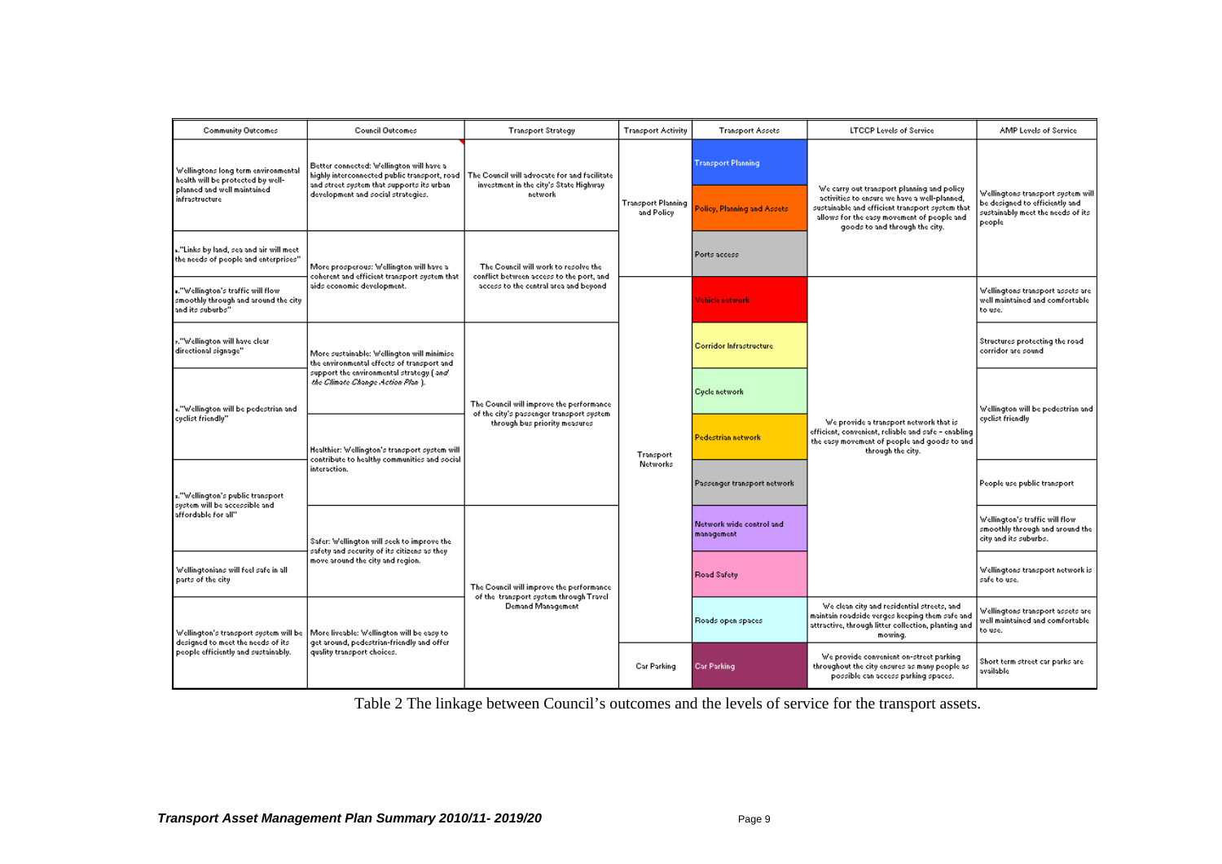| Community Outcomes | Council Outcomes | Transport Strategy | Transport Activity | Transport Assets | LTCCP Levels of Service | AMP Levels of Service |
|---|---|---|---|---|---|---|
| Wellingtons long term environmental health will be protected by well-planned and well maintained infrastructure | Better connected: Wellington will have a highly interconnected public transport, road and street system that supports its urban development and social strategies. | The Council will advocate for and facilitate investment in the city's State Highway network | Transport Planning and Policy | Transport Planning | We carry out transport planning and policy activities to ensure we have a well-planned, sustainable and efficient transport system that allows for the easy movement of people and goods to and through the city. | Wellingtons transport system will be designed to efficiently and sustainably meet the needs of its people |
| | | | | Policy, Planning and Assets | | |
| "Links by land, sea and air will meet the needs of people and enterprises" | More prosperous: Wellington will have a coherent and efficient transport system that aids economic development. | The Council will work to resolve the conflict between access to the port, and access to the central area and beyond | | Ports access | | |
| "Wellington's traffic will flow smoothly through and around the city and its suburbs" | | | Transport Networks | Vehicle network | We provide a transport network that is efficient, convenient, reliable and safe – enabling the easy movement of people and goods to and through the city. | Wellingtons transport assets are well maintained and comfortable to use. |
| "Wellington will have clear directional signage" | More sustainable: Wellington will minimise the environmental effects of transport and support the environmental strategy (*and the Climate Change Action Plan*). | The Council will improve the performance of the city's passenger transport system through bus priority measures | | Corridor Infrastructure | | Structures protecting the road corridor are sound |
| "Wellington will be pedestrian and cyclist friendly" | | | | Cycle network | | Wellington will be pedestrian and cyclist friendly |
| | Healthier: Wellington's transport system will contribute to healthy communities and social interaction. | | | Pedestrian network | | |
| "Wellington's public transport system will be accessible and affordable for all" | | | | Passenger transport network | | People use public transport |
| | Safer: Wellington will seek to improve the safety and security of its citizens as they move around the city and region. | The Council will improve the performance of the transport system through Travel Demand Management | | Network wide control and management | | Wellington's traffic will flow smoothly through and around the city and its suburbs. |
| Wellingtonians will feel safe in all parts of the city | | | | Road Safety | | Wellingtons transport network is safe to use. |
| Wellington's transport system will be designed to meet the needs of its people efficiently and sustainably. | More liveable: Wellington will be easy to get around, pedestrian-friendly and offer quality transport choices. | | | Roads open spaces | We clean city and residential streets, and maintain roadside verges keeping them safe and attractive, through litter collection, planting and mowing. | Wellingtons transport assets are well maintained and comfortable to use. |
| | | | Car Parking | Car Parking | We provide convenient on-street parking throughout the city ensures as many people as possible can access parking spaces. | Short term street car parks are available |

Table 2 The linkage between Council's outcomes and the levels of service for the transport assets.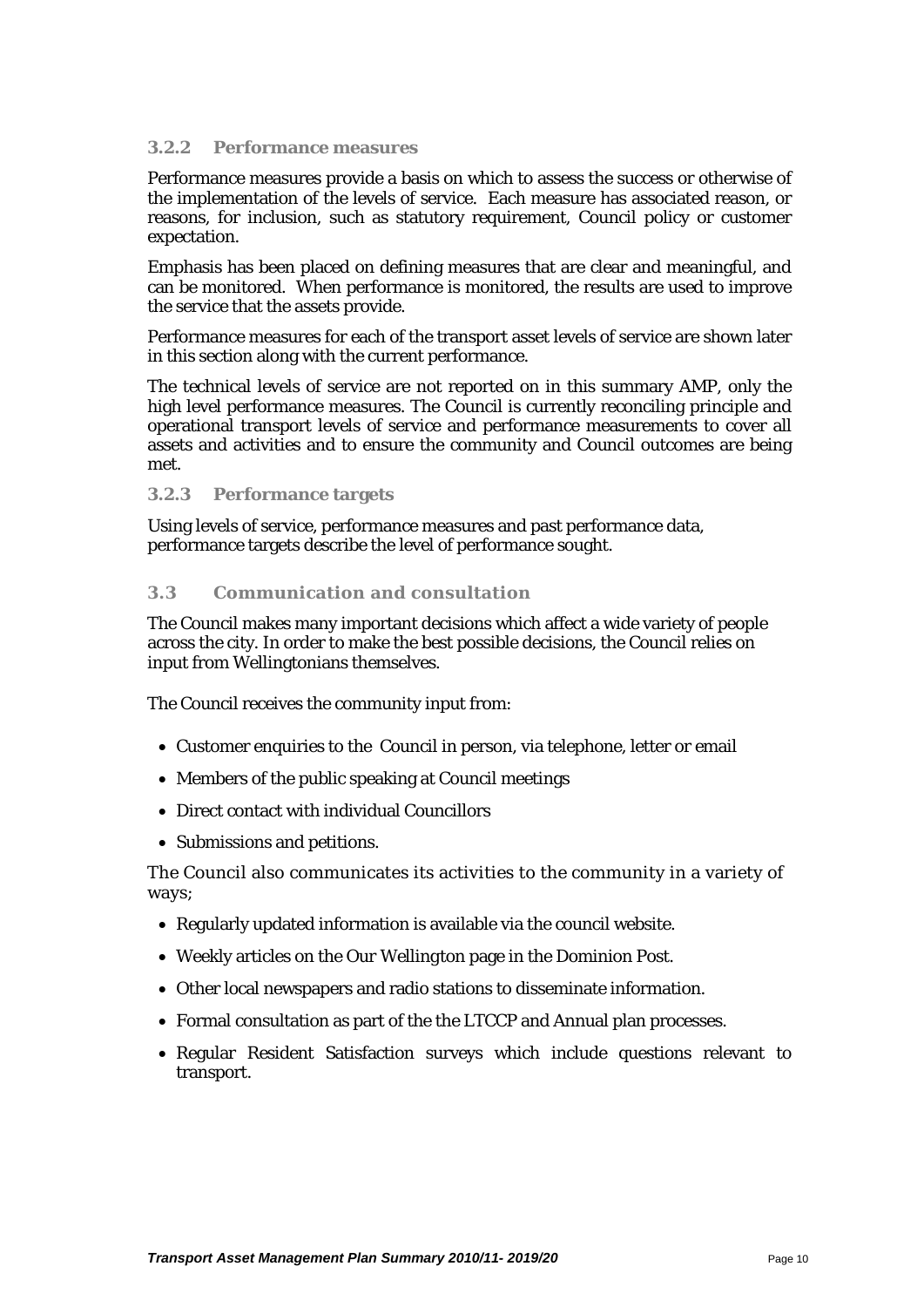### 3.2.2 Performance measures

Performance measures provide a basis on which to assess the success or otherwise of the implementation of the levels of service. Each measure has associated reason, or reasons, for inclusion, such as statutory requirement, Council policy or customer expectation.

Emphasis has been placed on defining measures that are clear and meaningful, and can be monitored. When performance is monitored, the results are used to improve the service that the assets provide.

Performance measures for each of the transport asset levels of service are shown later in this section along with the current performance.

The technical levels of service are not reported on in this summary AMP, only the high level performance measures. The Council is currently reconciling principle and operational transport levels of service and performance measurements to cover all assets and activities and to ensure the community and Council outcomes are being met.

### 3.2.3 Performance targets

Using levels of service, performance measures and past performance data, performance targets describe the level of performance sought.

## 3.3 Communication and consultation

The Council makes many important decisions which affect a wide variety of people across the city. In order to make the best possible decisions, the Council relies on input from Wellingtonians themselves.

The Council receives the community input from:

- Customer enquiries to the Council in person, via telephone, letter or email
- Members of the public speaking at Council meetings
- Direct contact with individual Councillors
- Submissions and petitions.

The Council also communicates its activities to the community in a variety of ways;

- Regularly updated information is available via the council website.
- Weekly articles on the Our Wellington page in the Dominion Post.
- Other local newspapers and radio stations to disseminate information.
- Formal consultation as part of the the LTCCP and Annual plan processes.
- Regular Resident Satisfaction surveys which include questions relevant to transport.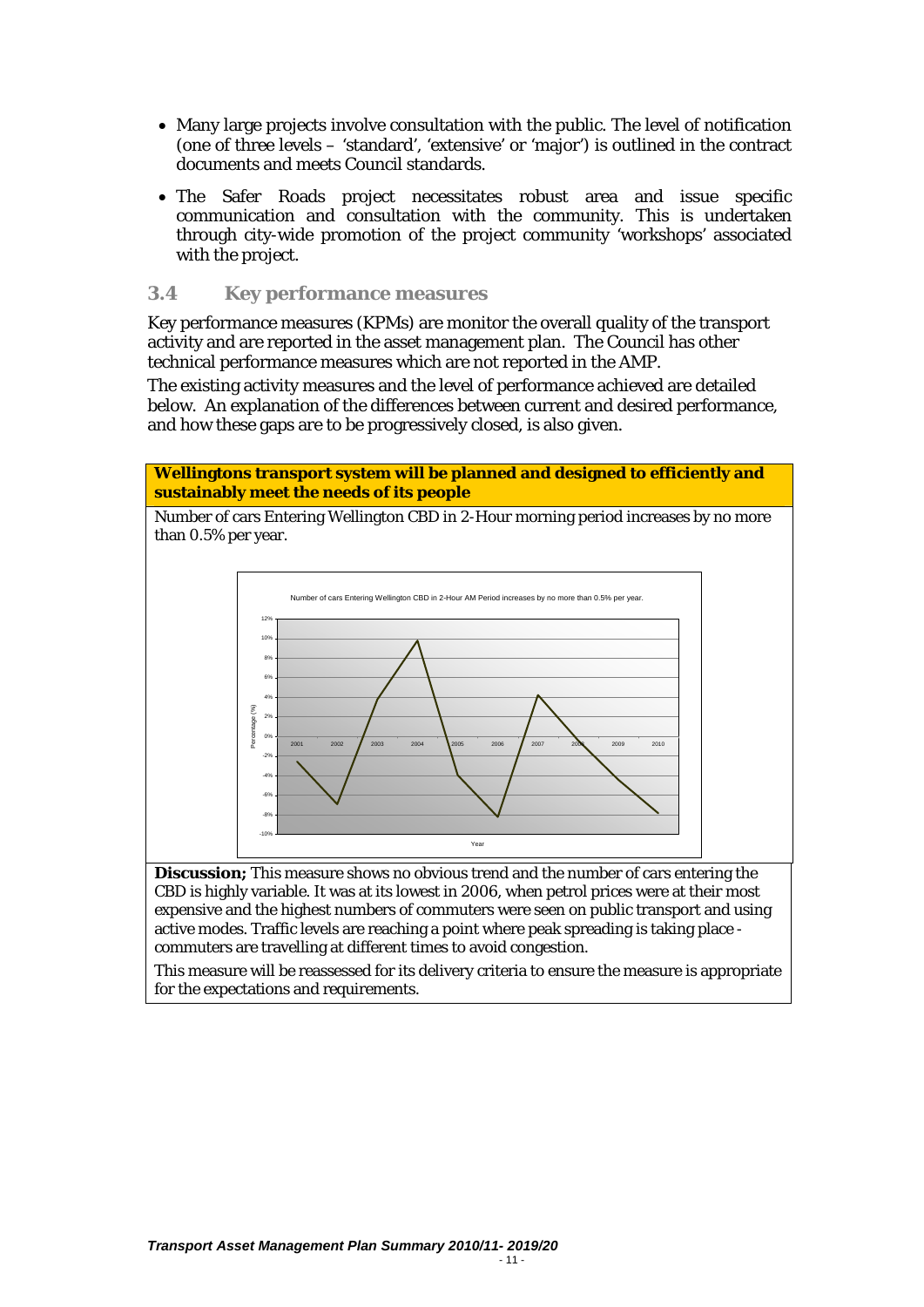- Many large projects involve consultation with the public. The level of notification (one of three levels – 'standard', 'extensive' or 'major') is outlined in the contract documents and meets Council standards.
- The Safer Roads project necessitates robust area and issue specific communication and consultation with the community. This is undertaken through city-wide promotion of the project community 'workshops' associated with the project.

### 3.4 Key performance measures

Key performance measures (KPMs) are monitor the overall quality of the transport activity and are reported in the asset management plan. The Council has other technical performance measures which are not reported in the AMP.

The existing activity measures and the level of performance achieved are detailed below. An explanation of the differences between current and desired performance, and how these gaps are to be progressively closed, is also given.

**Wellingtons transport system will be planned and designed to efficiently and sustainably meet the needs of its people**

Number of cars Entering Wellington CBD in 2-Hour morning period increases by no more than 0.5% per year.

**Discussion;** This measure shows no obvious trend and the number of cars entering the CBD is highly variable. It was at its lowest in 2006, when petrol prices were at their most expensive and the highest numbers of commuters were seen on public transport and using active modes. Traffic levels are reaching a point where peak spreading is taking place - commuters are travelling at different times to avoid congestion.

This measure will be reassessed for its delivery criteria to ensure the measure is appropriate for the expectations and requirements.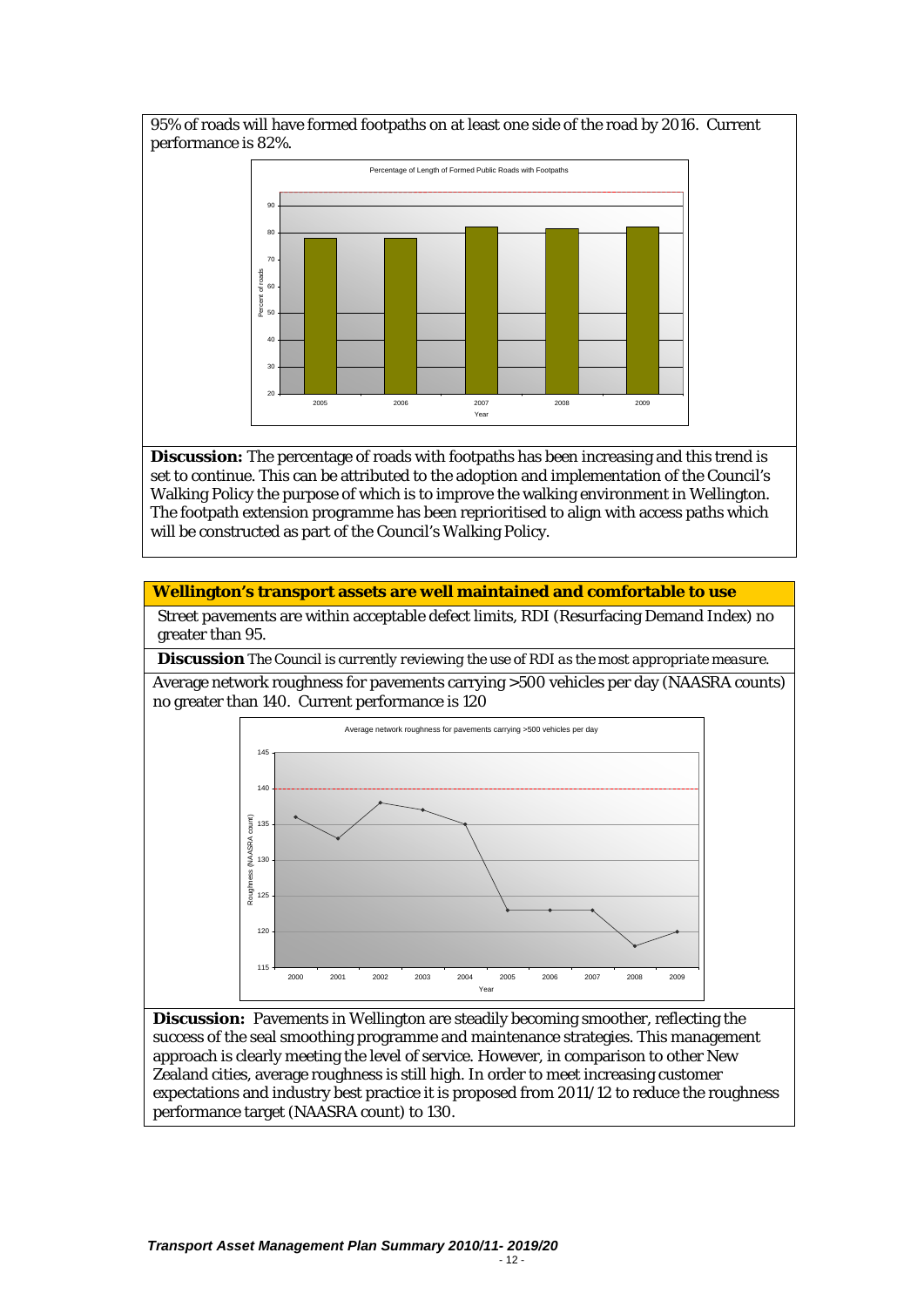95% of roads will have formed footpaths on at least one side of the road by 2016. Current performance is 82%.

**Discussion:** The percentage of roads with footpaths has been increasing and this trend is set to continue. This can be attributed to the adoption and implementation of the Council's Walking Policy the purpose of which is to improve the walking environment in Wellington. The footpath extension programme has been reprioritised to align with access paths which will be constructed as part of the Council's Walking Policy.

**Wellington's transport assets are well maintained and comfortable to use**

Street pavements are within acceptable defect limits, RDI (Resurfacing Demand Index) no greater than 95.

**Discussion** *The Council is currently reviewing the use of RDI as the most appropriate measure.*

Average network roughness for pavements carrying >500 vehicles per day (NAASRA counts) no greater than 140. Current performance is 120

**Discussion:** Pavements in Wellington are steadily becoming smoother, reflecting the success of the seal smoothing programme and maintenance strategies. This management approach is clearly meeting the level of service. However, in comparison to other New Zealand cities, average roughness is still high. In order to meet increasing customer expectations and industry best practice it is proposed from 2011/12 to reduce the roughness performance target (NAASRA count) to 130.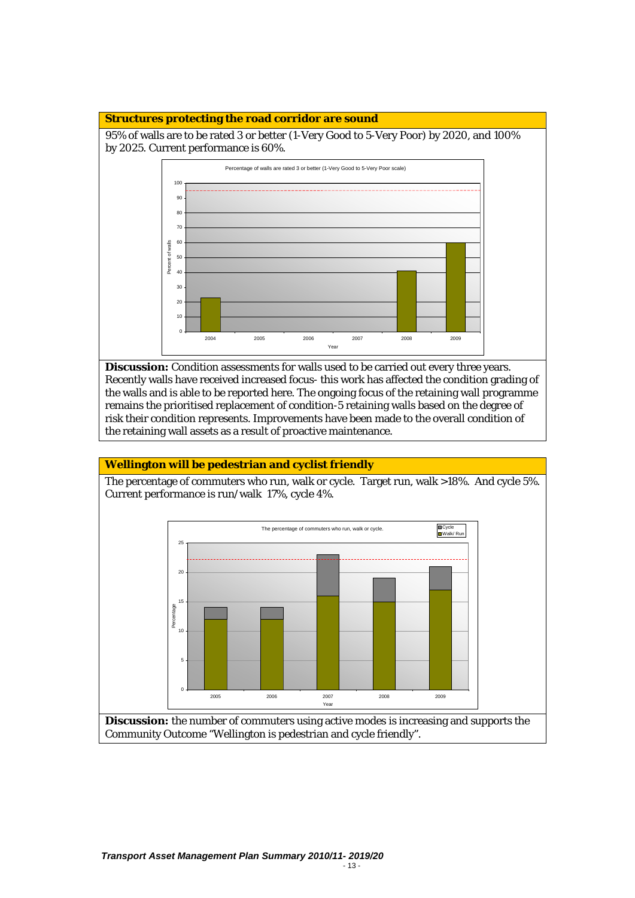## Structures protecting the road corridor are sound

95% of walls are to be rated 3 or better (1-Very Good to 5-Very Poor) by 2020, and 100% by 2025. Current performance is 60%.

**Discussion:** Condition assessments for walls used to be carried out every three years. Recently walls have received increased focus- this work has affected the condition grading of the walls and is able to be reported here. The ongoing focus of the retaining wall programme remains the prioritised replacement of condition-5 retaining walls based on the degree of risk their condition represents. Improvements have been made to the overall condition of the retaining wall assets as a result of proactive maintenance.

## Wellington will be pedestrian and cyclist friendly

The percentage of commuters who run, walk or cycle. Target run, walk >18%. And cycle 5%. Current performance is run/walk 17%, cycle 4%.

**Discussion:** the number of commuters using active modes is increasing and supports the Community Outcome "Wellington is pedestrian and cycle friendly".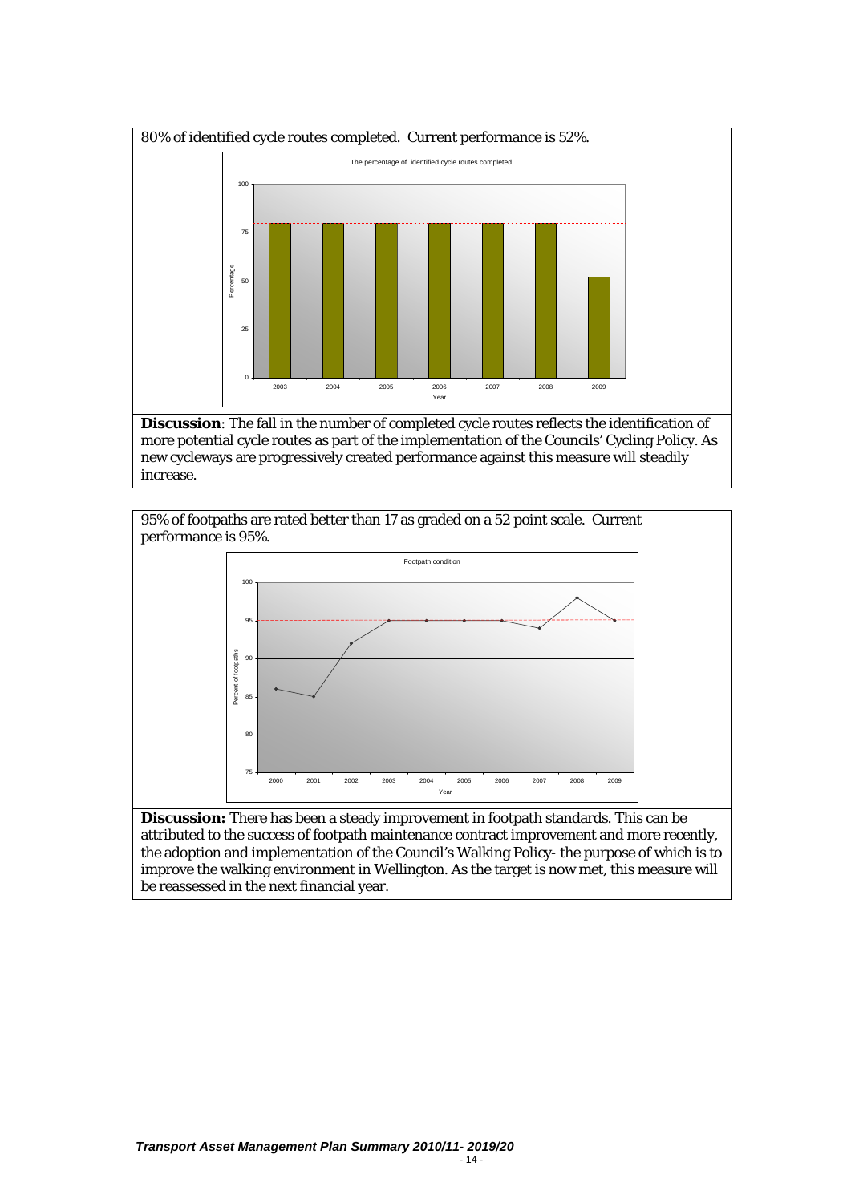80% of identified cycle routes completed. Current performance is 52%.

**Discussion**: The fall in the number of completed cycle routes reflects the identification of more potential cycle routes as part of the implementation of the Councils' Cycling Policy. As new cycleways are progressively created performance against this measure will steadily increase.

95% of footpaths are rated better than 17 as graded on a 52 point scale. Current performance is 95%.

**Discussion:** There has been a steady improvement in footpath standards. This can be attributed to the success of footpath maintenance contract improvement and more recently, the adoption and implementation of the Council's Walking Policy- the purpose of which is to improve the walking environment in Wellington. As the target is now met, this measure will be reassessed in the next financial year.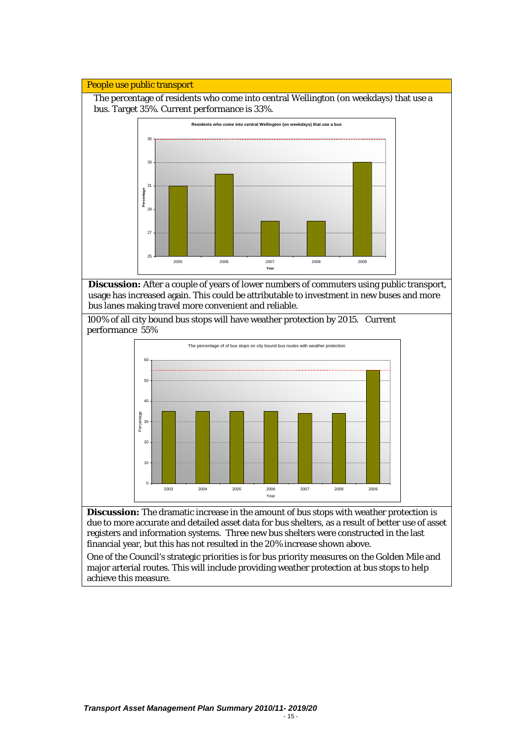## People use public transport

The percentage of residents who come into central Wellington (on weekdays) that use a bus. Target 35%. Current performance is 33%.

**Discussion:** After a couple of years of lower numbers of commuters using public transport, usage has increased again. This could be attributable to investment in new buses and more bus lanes making travel more convenient and reliable.

100% of all city bound bus stops will have weather protection by 2015. Current performance 55%

**Discussion:** The dramatic increase in the amount of bus stops with weather protection is due to more accurate and detailed asset data for bus shelters, as a result of better use of asset registers and information systems. Three new bus shelters were constructed in the last financial year, but this has not resulted in the 20% increase shown above.

One of the Council's strategic priorities is for bus priority measures on the Golden Mile and major arterial routes. This will include providing weather protection at bus stops to help achieve this measure.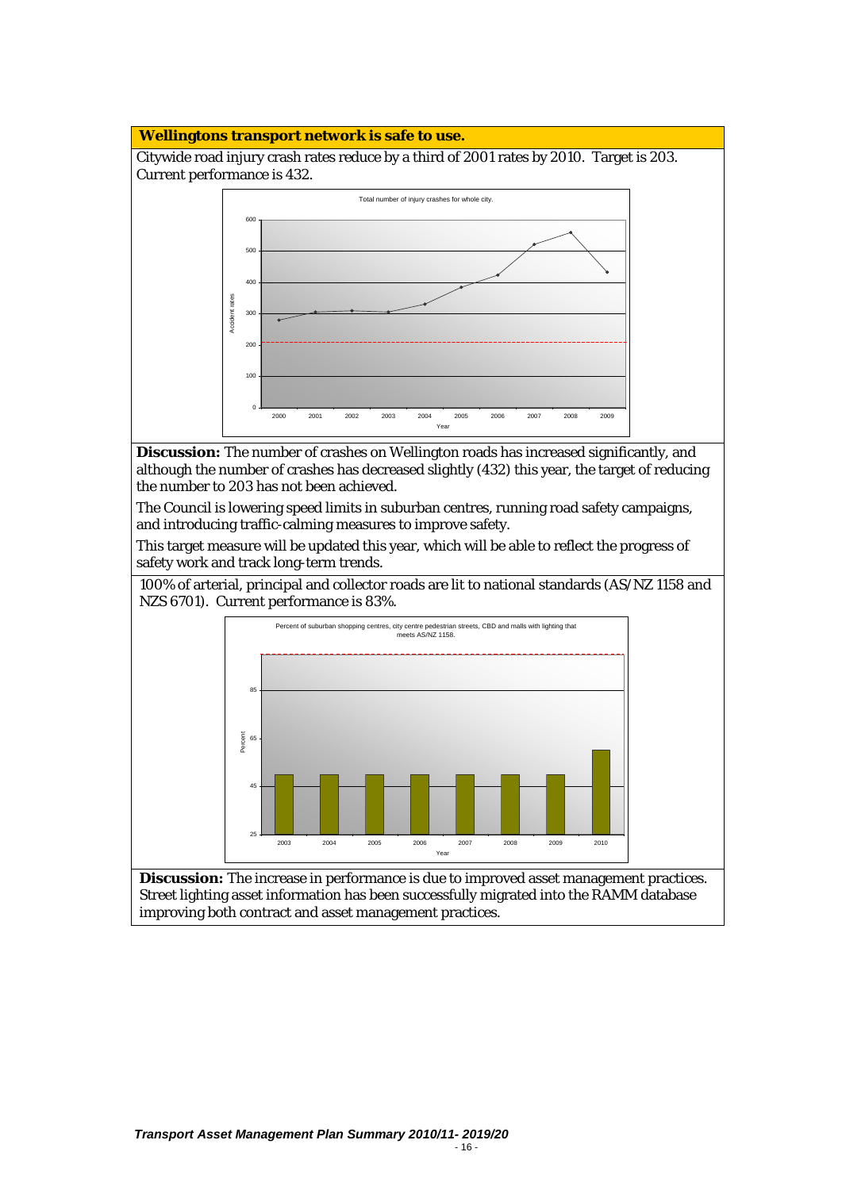**Wellingtons transport network is safe to use.**

Citywide road injury crash rates reduce by a third of 2001 rates by 2010. Target is 203. Current performance is 432.

**Discussion:** The number of crashes on Wellington roads has increased significantly, and although the number of crashes has decreased slightly (432) this year, the target of reducing the number to 203 has not been achieved.

The Council is lowering speed limits in suburban centres, running road safety campaigns, and introducing traffic-calming measures to improve safety.

This target measure will be updated this year, which will be able to reflect the progress of safety work and track long-term trends.

100% of arterial, principal and collector roads are lit to national standards (AS/NZ 1158 and NZS 6701). Current performance is 83%.

**Discussion:** The increase in performance is due to improved asset management practices. Street lighting asset information has been successfully migrated into the RAMM database improving both contract and asset management practices.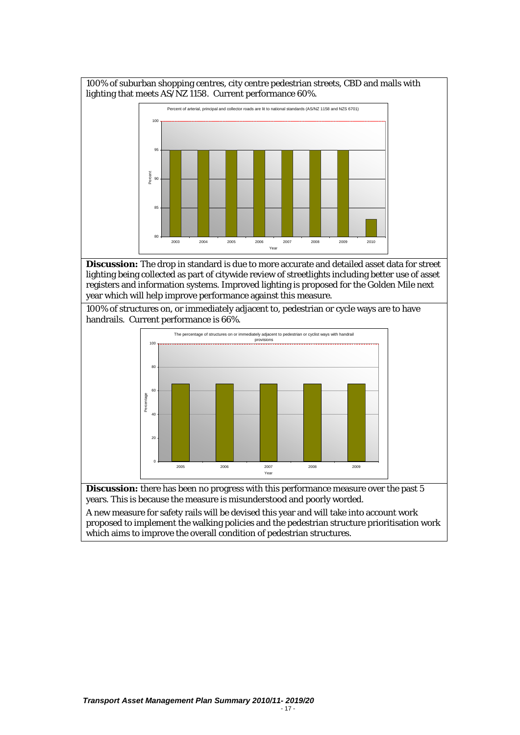100% of suburban shopping centres, city centre pedestrian streets, CBD and malls with lighting that meets AS/NZ 1158. Current performance 60%.

**Discussion:** The drop in standard is due to more accurate and detailed asset data for street lighting being collected as part of citywide review of streetlights including better use of asset registers and information systems. Improved lighting is proposed for the Golden Mile next year which will help improve performance against this measure.

100% of structures on, or immediately adjacent to, pedestrian or cycle ways are to have handrails. Current performance is 66%.

**Discussion:** there has been no progress with this performance measure over the past 5 years. This is because the measure is misunderstood and poorly worded.

A new measure for safety rails will be devised this year and will take into account work proposed to implement the walking policies and the pedestrian structure prioritisation work which aims to improve the overall condition of pedestrian structures.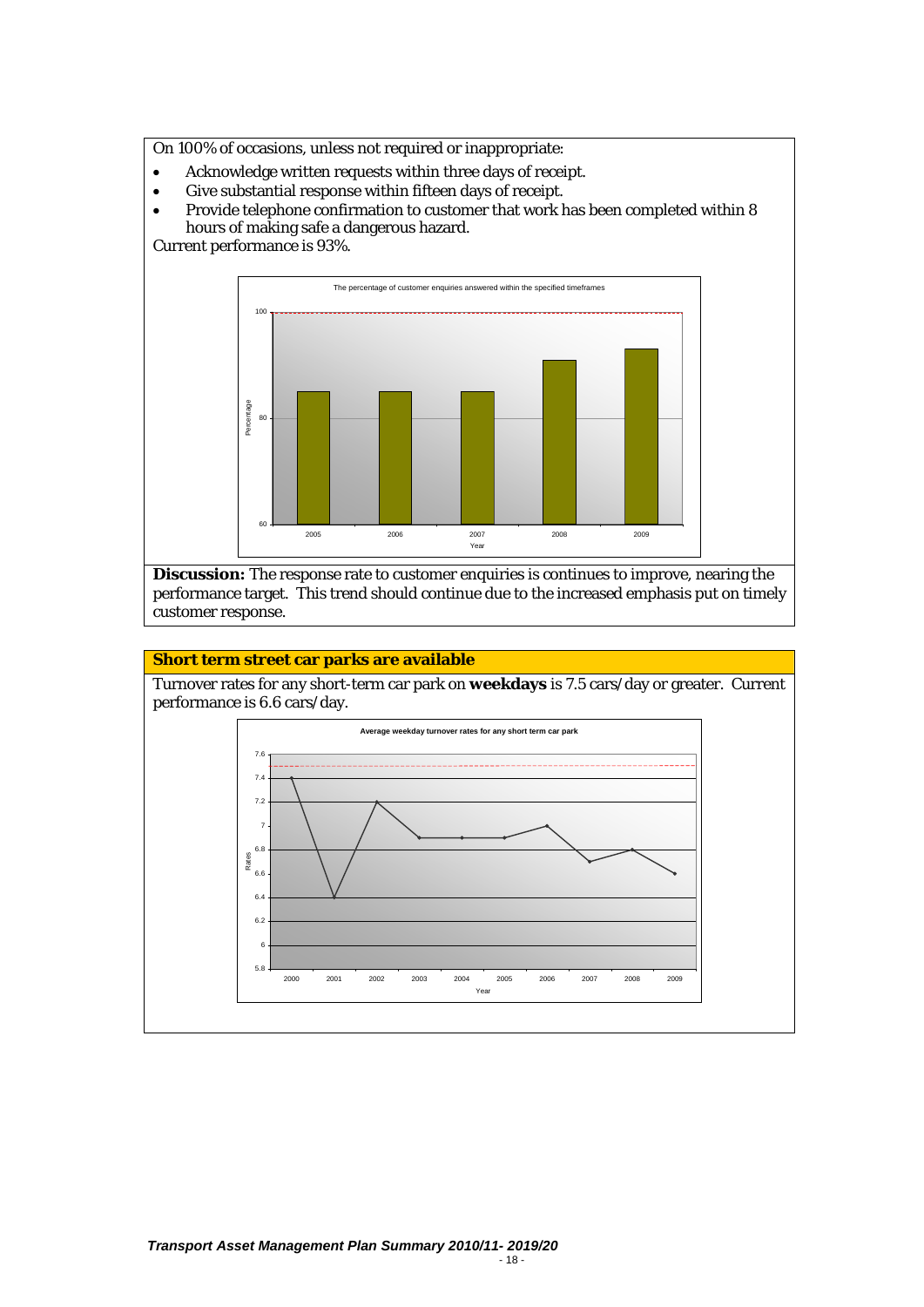On 100% of occasions, unless not required or inappropriate:

- Acknowledge written requests within three days of receipt.
- Give substantial response within fifteen days of receipt.
- Provide telephone confirmation to customer that work has been completed within 8 hours of making safe a dangerous hazard.

Current performance is 93%.

**Discussion:** The response rate to customer enquiries is continues to improve, nearing the performance target. This trend should continue due to the increased emphasis put on timely customer response.

## Short term street car parks are available

Turnover rates for any short-term car park on **weekdays** is 7.5 cars/day or greater. Current performance is 6.6 cars/day.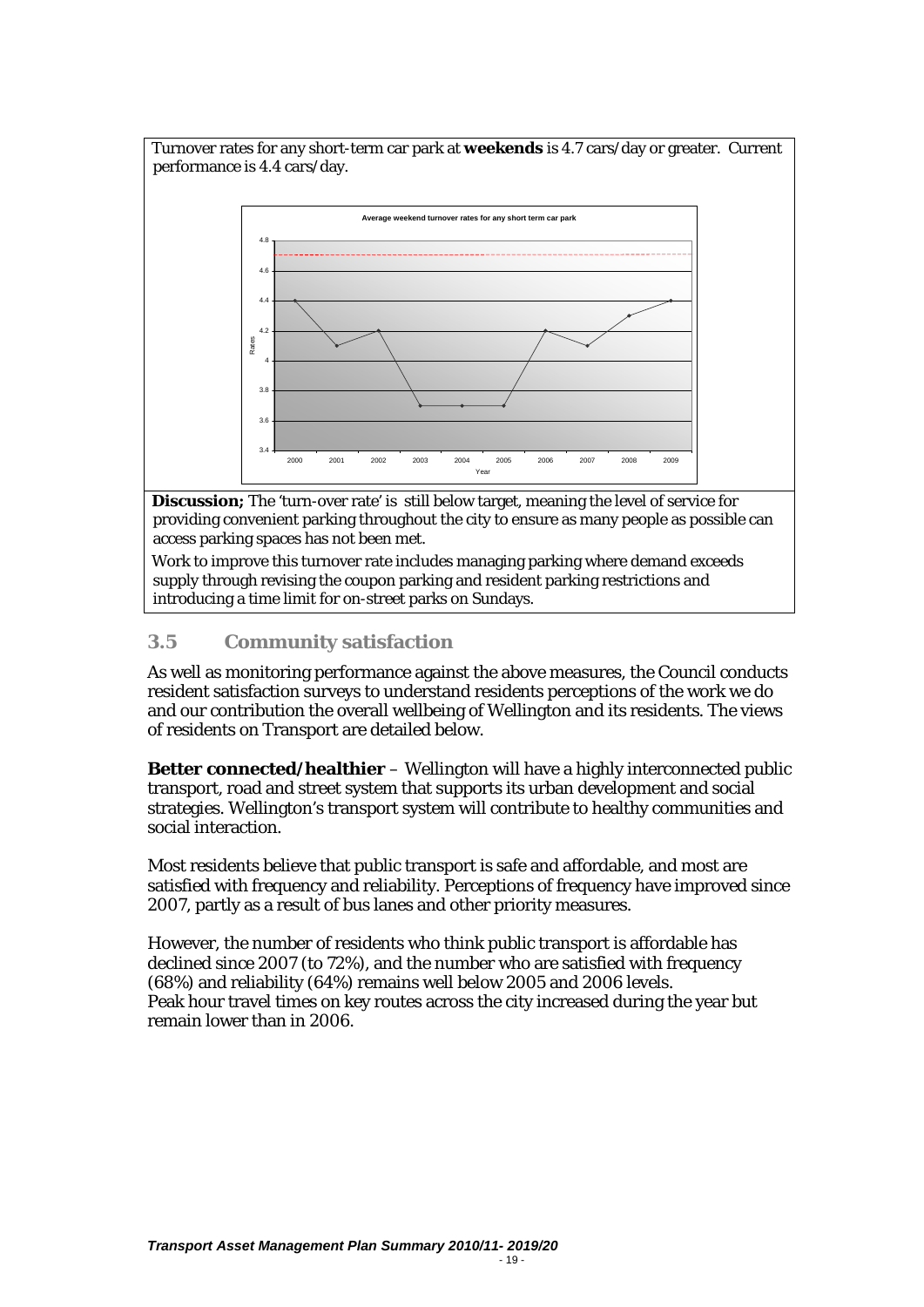Turnover rates for any short-term car park at **weekends** is 4.7 cars/day or greater. Current performance is 4.4 cars/day.

**Discussion;** The 'turn-over rate' is still below target, meaning the level of service for providing convenient parking throughout the city to ensure as many people as possible can access parking spaces has not been met.

Work to improve this turnover rate includes managing parking where demand exceeds supply through revising the coupon parking and resident parking restrictions and introducing a time limit for on-street parks on Sundays.

### 3.5 Community satisfaction

As well as monitoring performance against the above measures, the Council conducts resident satisfaction surveys to understand residents perceptions of the work we do and our contribution the overall wellbeing of Wellington and its residents. The views of residents on Transport are detailed below.

**Better connected/healthier** – Wellington will have a highly interconnected public transport, road and street system that supports its urban development and social strategies. Wellington's transport system will contribute to healthy communities and social interaction.

Most residents believe that public transport is safe and affordable, and most are satisfied with frequency and reliability. Perceptions of frequency have improved since 2007, partly as a result of bus lanes and other priority measures.

However, the number of residents who think public transport is affordable has declined since 2007 (to 72%), and the number who are satisfied with frequency (68%) and reliability (64%) remains well below 2005 and 2006 levels.
Peak hour travel times on key routes across the city increased during the year but remain lower than in 2006.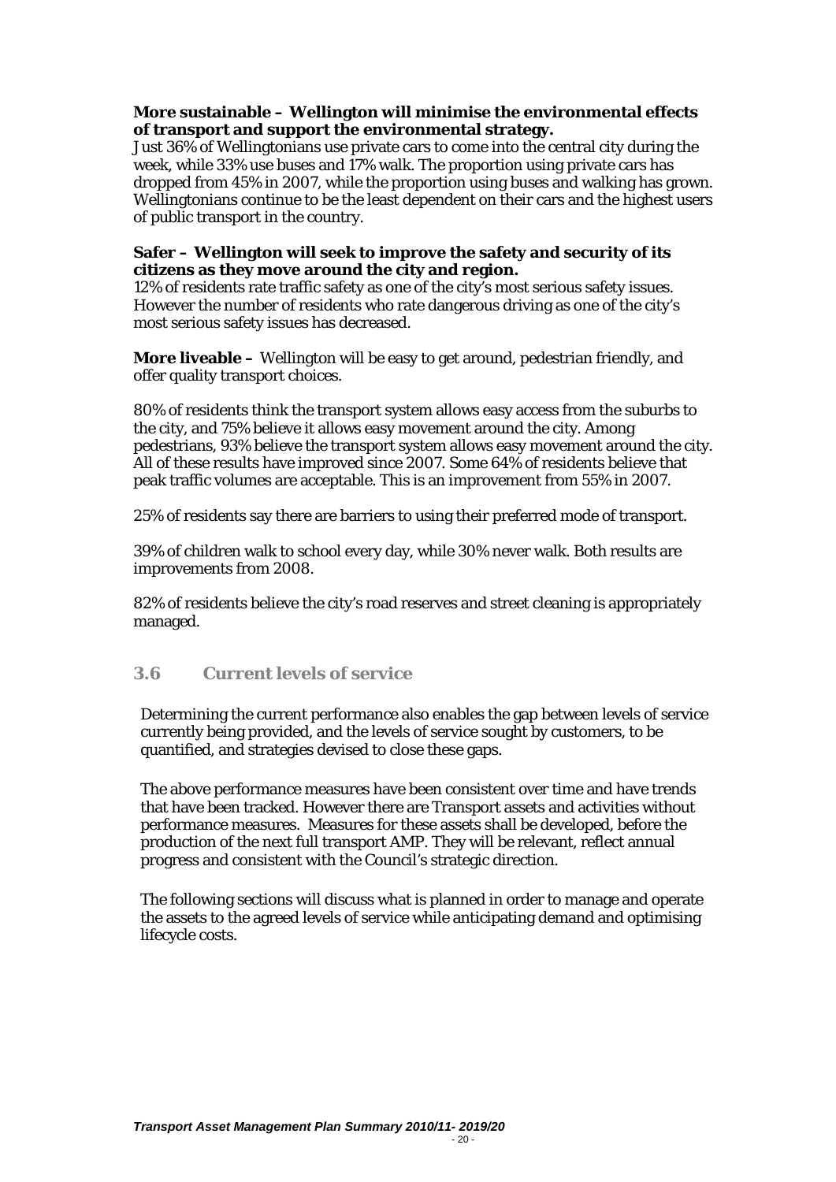**More sustainable – Wellington will minimise the environmental effects of transport and support the environmental strategy.**

Just 36% of Wellingtonians use private cars to come into the central city during the week, while 33% use buses and 17% walk. The proportion using private cars has dropped from 45% in 2007, while the proportion using buses and walking has grown. Wellingtonians continue to be the least dependent on their cars and the highest users of public transport in the country.

**Safer – Wellington will seek to improve the safety and security of its citizens as they move around the city and region.**

12% of residents rate traffic safety as one of the city's most serious safety issues. However the number of residents who rate dangerous driving as one of the city's most serious safety issues has decreased.

**More liveable –** Wellington will be easy to get around, pedestrian friendly, and offer quality transport choices.

80% of residents think the transport system allows easy access from the suburbs to the city, and 75% believe it allows easy movement around the city. Among pedestrians, 93% believe the transport system allows easy movement around the city. All of these results have improved since 2007. Some 64% of residents believe that peak traffic volumes are acceptable. This is an improvement from 55% in 2007.

25% of residents say there are barriers to using their preferred mode of transport.

39% of children walk to school every day, while 30% never walk. Both results are improvements from 2008.

82% of residents believe the city's road reserves and street cleaning is appropriately managed.

## 3.6 Current levels of service

Determining the current performance also enables the gap between levels of service currently being provided, and the levels of service sought by customers, to be quantified, and strategies devised to close these gaps.

The above performance measures have been consistent over time and have trends that have been tracked. However there are Transport assets and activities without performance measures. Measures for these assets shall be developed, before the production of the next full transport AMP. They will be relevant, reflect annual progress and consistent with the Council's strategic direction.

The following sections will discuss what is planned in order to manage and operate the assets to the agreed levels of service while anticipating demand and optimising lifecycle costs.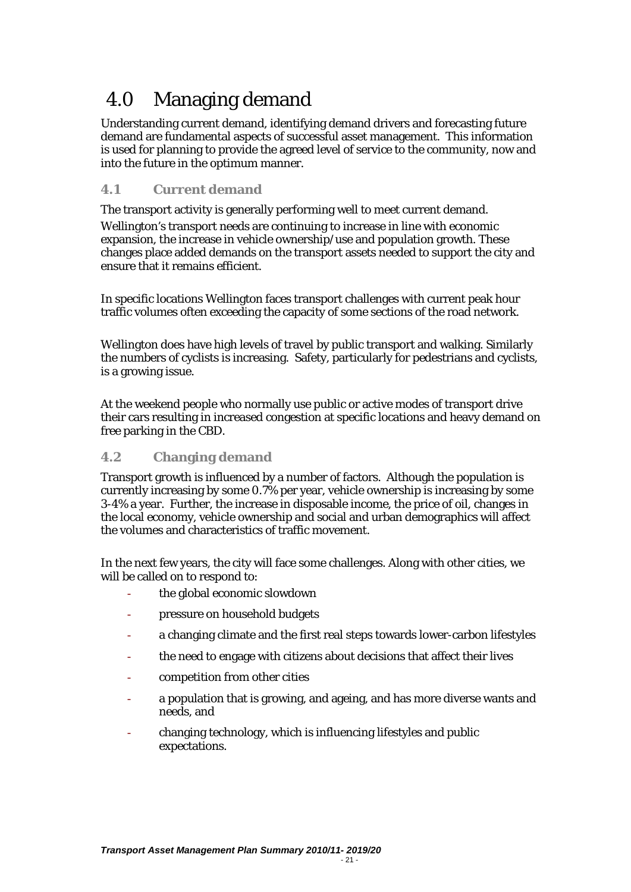# 4.0 Managing demand

Understanding current demand, identifying demand drivers and forecasting future demand are fundamental aspects of successful asset management. This information is used for planning to provide the agreed level of service to the community, now and into the future in the optimum manner.

## 4.1 Current demand

The transport activity is generally performing well to meet current demand.

Wellington's transport needs are continuing to increase in line with economic expansion, the increase in vehicle ownership/use and population growth. These changes place added demands on the transport assets needed to support the city and ensure that it remains efficient.

In specific locations Wellington faces transport challenges with current peak hour traffic volumes often exceeding the capacity of some sections of the road network.

Wellington does have high levels of travel by public transport and walking. Similarly the numbers of cyclists is increasing. Safety, particularly for pedestrians and cyclists, is a growing issue.

At the weekend people who normally use public or active modes of transport drive their cars resulting in increased congestion at specific locations and heavy demand on free parking in the CBD.

## 4.2 Changing demand

Transport growth is influenced by a number of factors. Although the population is currently increasing by some 0.7% per year, vehicle ownership is increasing by some 3-4% a year. Further, the increase in disposable income, the price of oil, changes in the local economy, vehicle ownership and social and urban demographics will affect the volumes and characteristics of traffic movement.

In the next few years, the city will face some challenges. Along with other cities, we will be called on to respond to:

- the global economic slowdown
- pressure on household budgets
- a changing climate and the first real steps towards lower-carbon lifestyles
- the need to engage with citizens about decisions that affect their lives
- competition from other cities
- a population that is growing, and ageing, and has more diverse wants and needs, and
- changing technology, which is influencing lifestyles and public expectations.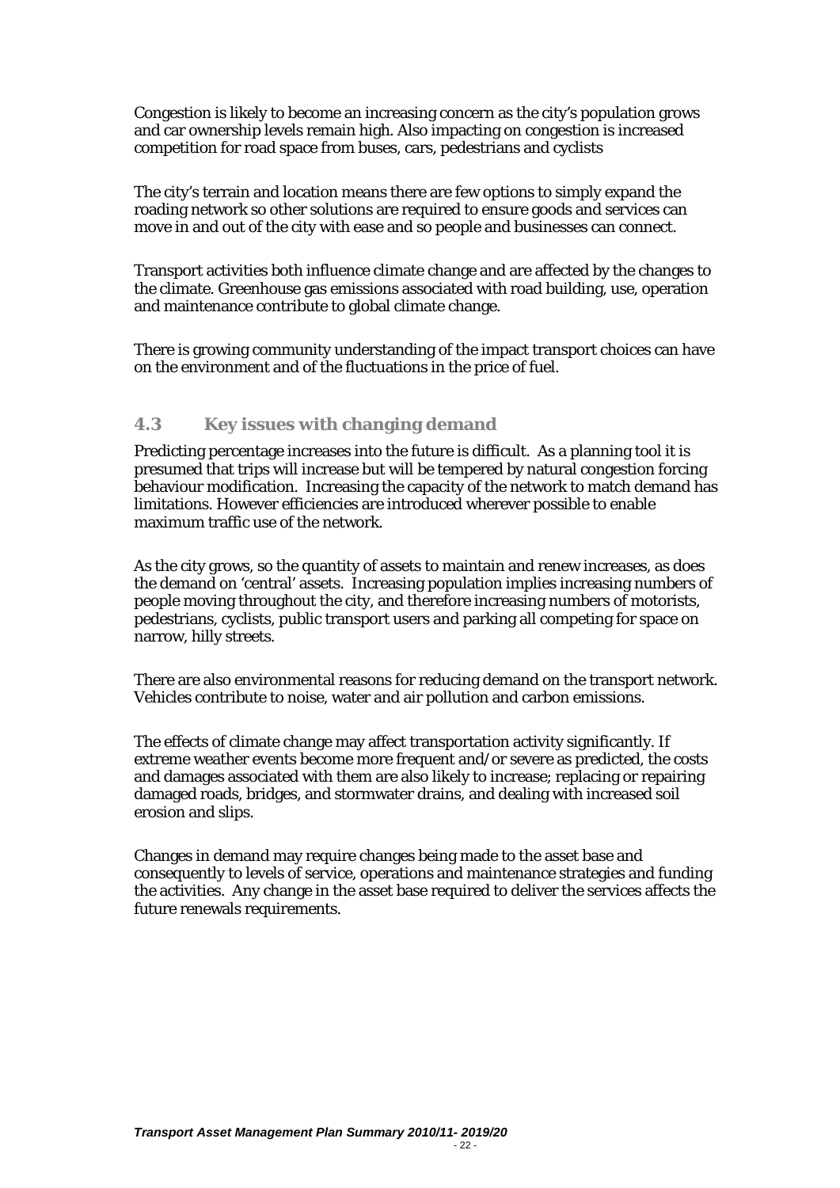Congestion is likely to become an increasing concern as the city's population grows and car ownership levels remain high. Also impacting on congestion is increased competition for road space from buses, cars, pedestrians and cyclists

The city's terrain and location means there are few options to simply expand the roading network so other solutions are required to ensure goods and services can move in and out of the city with ease and so people and businesses can connect.

Transport activities both influence climate change and are affected by the changes to the climate. Greenhouse gas emissions associated with road building, use, operation and maintenance contribute to global climate change.

There is growing community understanding of the impact transport choices can have on the environment and of the fluctuations in the price of fuel.

## 4.3 Key issues with changing demand

Predicting percentage increases into the future is difficult. As a planning tool it is presumed that trips will increase but will be tempered by natural congestion forcing behaviour modification. Increasing the capacity of the network to match demand has limitations. However efficiencies are introduced wherever possible to enable maximum traffic use of the network.

As the city grows, so the quantity of assets to maintain and renew increases, as does the demand on 'central' assets. Increasing population implies increasing numbers of people moving throughout the city, and therefore increasing numbers of motorists, pedestrians, cyclists, public transport users and parking all competing for space on narrow, hilly streets.

There are also environmental reasons for reducing demand on the transport network. Vehicles contribute to noise, water and air pollution and carbon emissions.

The effects of climate change may affect transportation activity significantly. If extreme weather events become more frequent and/or severe as predicted, the costs and damages associated with them are also likely to increase; replacing or repairing damaged roads, bridges, and stormwater drains, and dealing with increased soil erosion and slips.

Changes in demand may require changes being made to the asset base and consequently to levels of service, operations and maintenance strategies and funding the activities. Any change in the asset base required to deliver the services affects the future renewals requirements.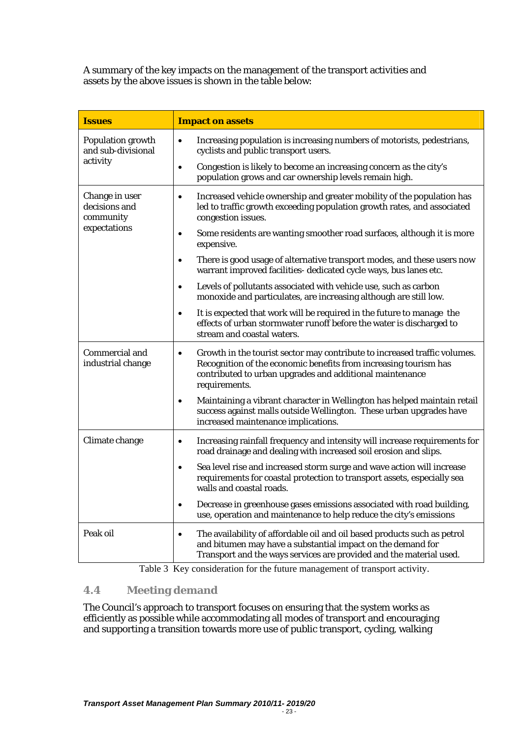A summary of the key impacts on the management of the transport activities and assets by the above issues is shown in the table below:

| Issues | Impact on assets |
|---|---|
| Population growth and sub-divisional activity | • Increasing population is increasing numbers of motorists, pedestrians, cyclists and public transport users.<br>• Congestion is likely to become an increasing concern as the city's population grows and car ownership levels remain high. |
| Change in user decisions and community expectations | • Increased vehicle ownership and greater mobility of the population has led to traffic growth exceeding population growth rates, and associated congestion issues.<br>• Some residents are wanting smoother road surfaces, although it is more expensive.<br>• There is good usage of alternative transport modes, and these users now warrant improved facilities- dedicated cycle ways, bus lanes etc.<br>• Levels of pollutants associated with vehicle use, such as carbon monoxide and particulates, are increasing although are still low.<br>• It is expected that work will be required in the future to manage the effects of urban stormwater runoff before the water is discharged to stream and coastal waters. |
| Commercial and industrial change | • Growth in the tourist sector may contribute to increased traffic volumes. Recognition of the economic benefits from increasing tourism has contributed to urban upgrades and additional maintenance requirements.<br>• Maintaining a vibrant character in Wellington has helped maintain retail success against malls outside Wellington. These urban upgrades have increased maintenance implications. |
| Climate change | • Increasing rainfall frequency and intensity will increase requirements for road drainage and dealing with increased soil erosion and slips.<br>• Sea level rise and increased storm surge and wave action will increase requirements for coastal protection to transport assets, especially sea walls and coastal roads.<br>• Decrease in greenhouse gases emissions associated with road building, use, operation and maintenance to help reduce the city's emissions |
| Peak oil | • The availability of affordable oil and oil based products such as petrol and bitumen may have a substantial impact on the demand for Transport and the ways services are provided and the material used. |

Table 3 Key consideration for the future management of transport activity.

## 4.4 Meeting demand

The Council's approach to transport focuses on ensuring that the system works as efficiently as possible while accommodating all modes of transport and encouraging and supporting a transition towards more use of public transport, cycling, walking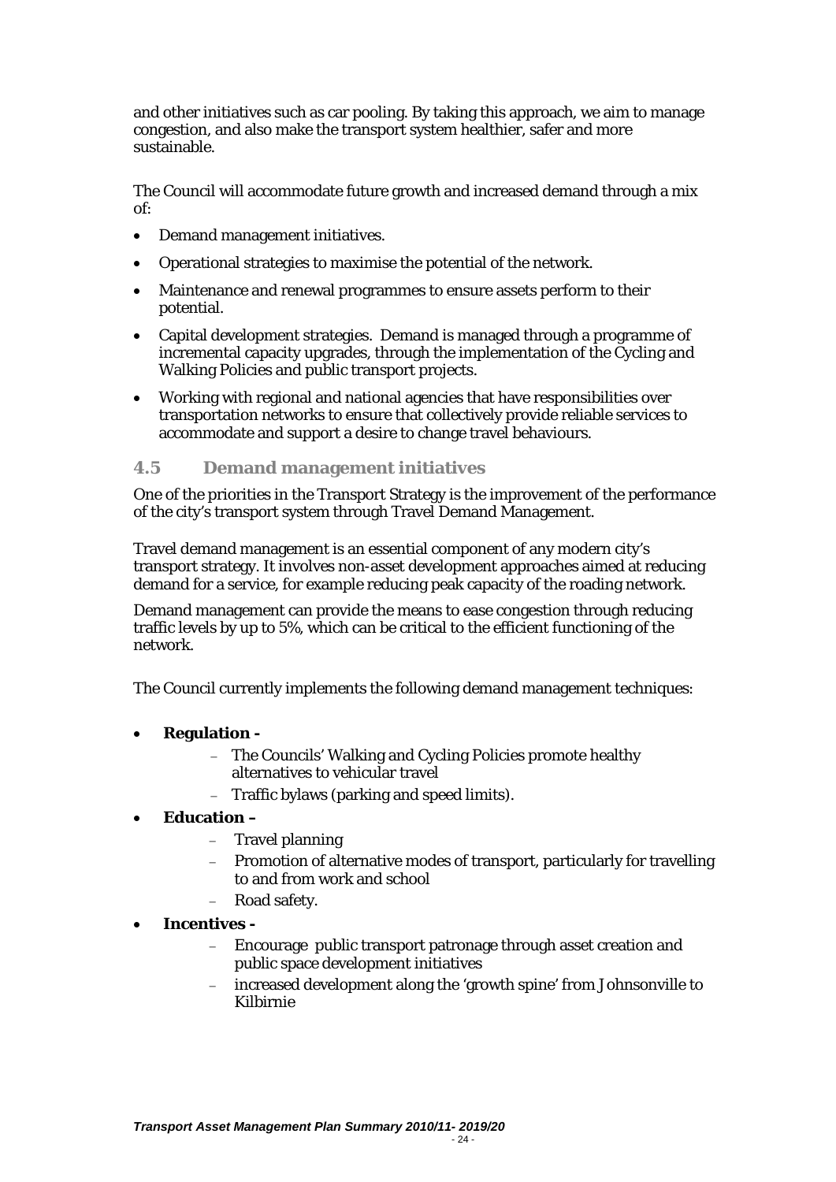and other initiatives such as car pooling. By taking this approach, we aim to manage congestion, and also make the transport system healthier, safer and more sustainable.

The Council will accommodate future growth and increased demand through a mix of:

- Demand management initiatives.
- Operational strategies to maximise the potential of the network.
- Maintenance and renewal programmes to ensure assets perform to their potential.
- Capital development strategies. Demand is managed through a programme of incremental capacity upgrades, through the implementation of the Cycling and Walking Policies and public transport projects.
- Working with regional and national agencies that have responsibilities over transportation networks to ensure that collectively provide reliable services to accommodate and support a desire to change travel behaviours.

### 4.5 Demand management initiatives

One of the priorities in the Transport Strategy is the improvement of the performance of the city's transport system through Travel Demand Management.

Travel demand management is an essential component of any modern city's transport strategy. It involves non-asset development approaches aimed at reducing demand for a service, for example reducing peak capacity of the roading network.

Demand management can provide the means to ease congestion through reducing traffic levels by up to 5%, which can be critical to the efficient functioning of the network.

The Council currently implements the following demand management techniques:

- **Regulation -**
  - The Councils' Walking and Cycling Policies promote healthy alternatives to vehicular travel
  - Traffic bylaws (parking and speed limits).
- **Education –**
  - Travel planning
  - Promotion of alternative modes of transport, particularly for travelling to and from work and school
  - Road safety.
- **Incentives -**
  - Encourage public transport patronage through asset creation and public space development initiatives
  - increased development along the 'growth spine' from Johnsonville to Kilbirnie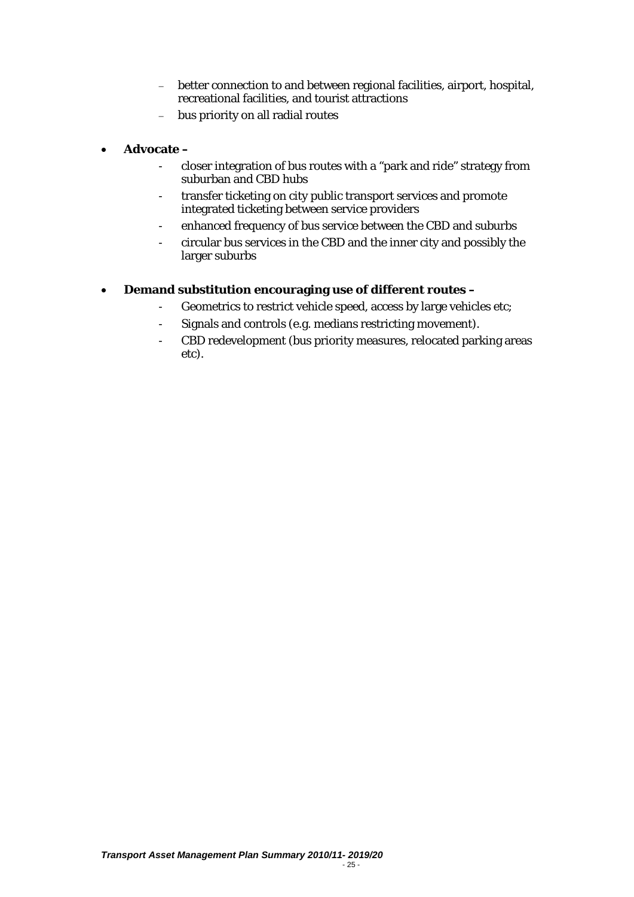- better connection to and between regional facilities, airport, hospital, recreational facilities, and tourist attractions
  - bus priority on all radial routes

- **Advocate –**
  - closer integration of bus routes with a "park and ride" strategy from suburban and CBD hubs
  - transfer ticketing on city public transport services and promote integrated ticketing between service providers
  - enhanced frequency of bus service between the CBD and suburbs
  - circular bus services in the CBD and the inner city and possibly the larger suburbs

- **Demand substitution encouraging use of different routes –**
  - Geometrics to restrict vehicle speed, access by large vehicles etc;
  - Signals and controls (e.g. medians restricting movement).
  - CBD redevelopment (bus priority measures, relocated parking areas etc).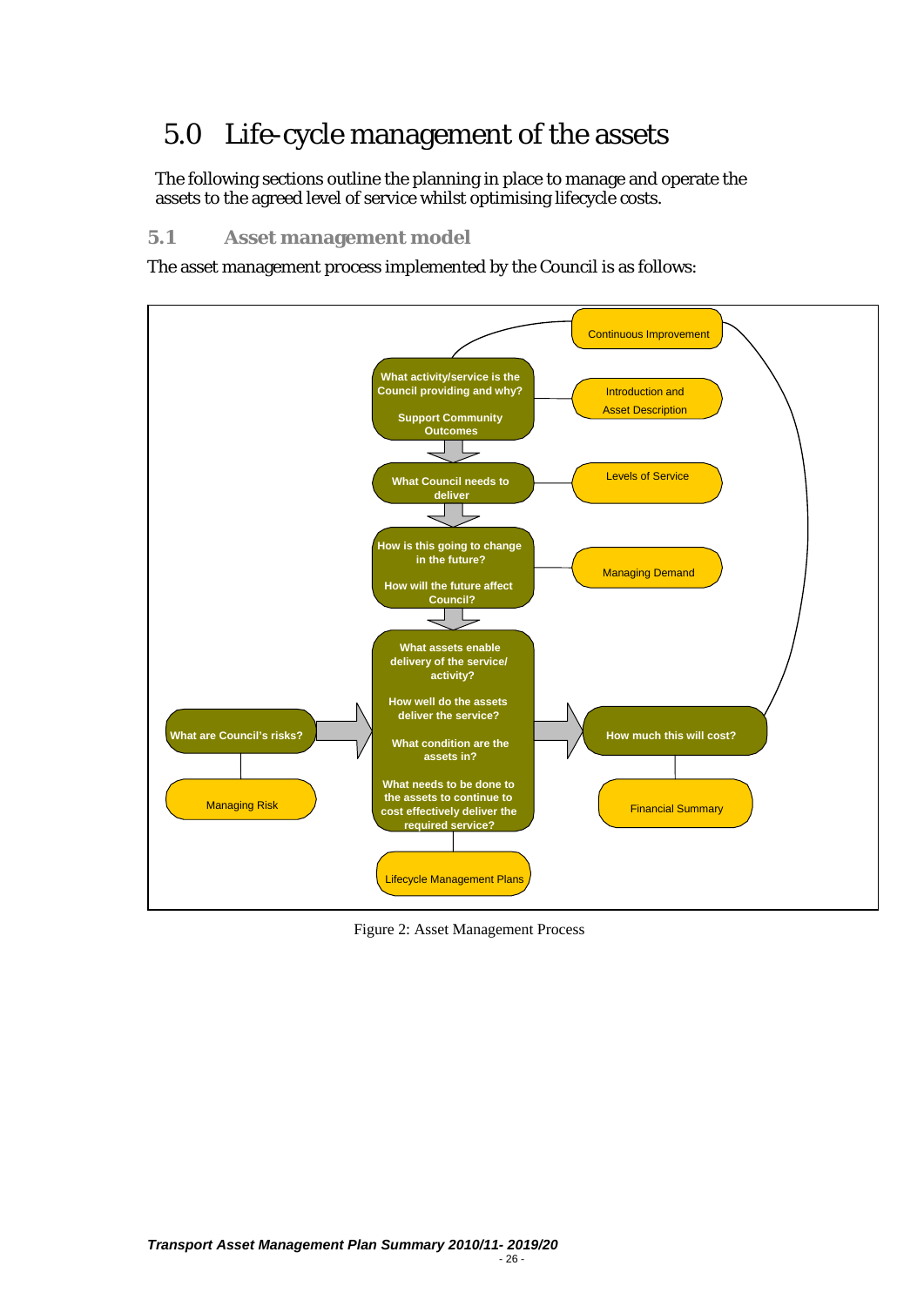# 5.0 Life-cycle management of the assets

The following sections outline the planning in place to manage and operate the assets to the agreed level of service whilst optimising lifecycle costs.

## 5.1 Asset management model

The asset management process implemented by the Council is as follows:

Continuous Improvement

What activity/service is the Council providing and why?

Support Community Outcomes

Introduction and Asset Description

What Council needs to deliver

Levels of Service

How is this going to change in the future?

How will the future affect Council?

Managing Demand

What assets enable delivery of the service/ activity?

How well do the assets deliver the service?

What condition are the assets in?

What needs to be done to the assets to continue to cost effectively deliver the required service?

What are Council's risks?

Managing Risk

How much this will cost?

Financial Summary

Lifecycle Management Plans

Figure 2: Asset Management Process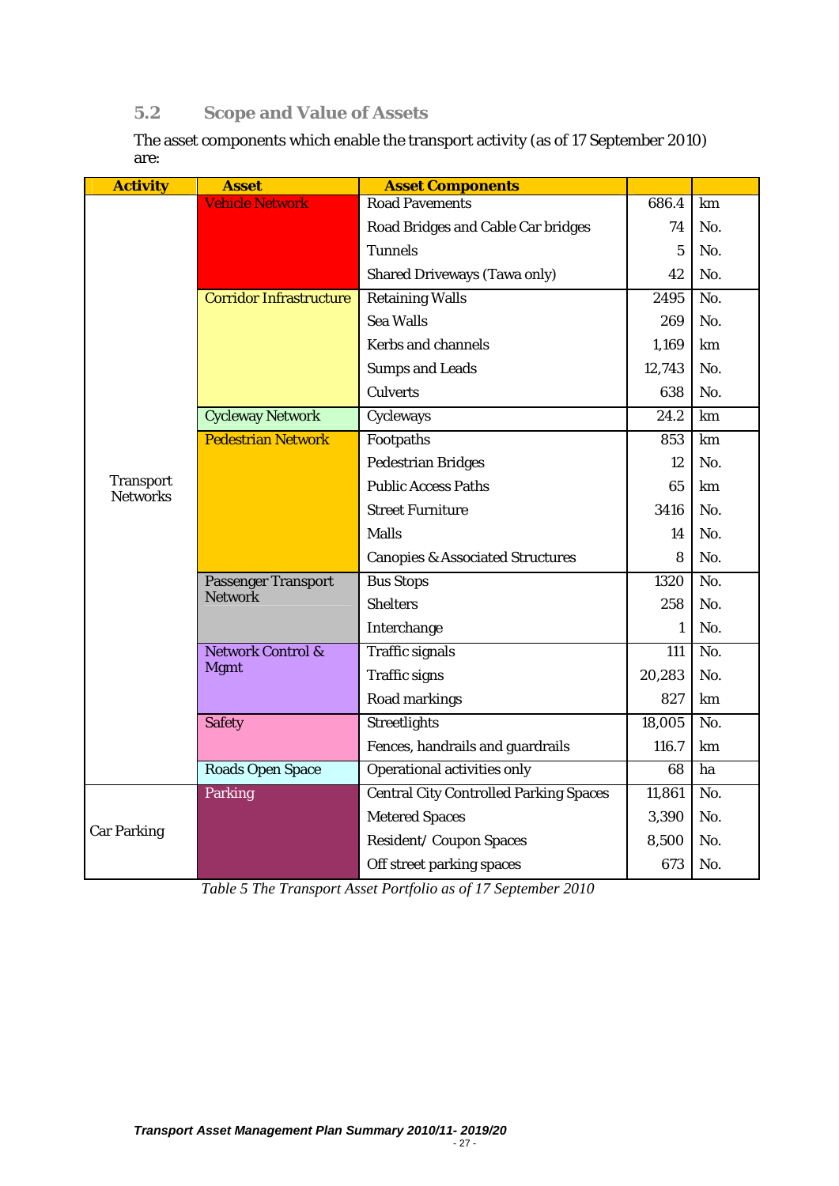## 5.2 Scope and Value of Assets

The asset components which enable the transport activity (as of 17 September 2010) are:

| Activity | Asset | Asset Components | | |
|---|---|---|---|---|
| Transport Networks | Vehicle Network | Road Pavements | 686.4 | km |
| | | Road Bridges and Cable Car bridges | 74 | No. |
| | | Tunnels | 5 | No. |
| | | Shared Driveways (Tawa only) | 42 | No. |
| | Corridor Infrastructure | Retaining Walls | 2495 | No. |
| | | Sea Walls | 269 | No. |
| | | Kerbs and channels | 1,169 | km |
| | | Sumps and Leads | 12,743 | No. |
| | | Culverts | 638 | No. |
| | Cycleway Network | Cycleways | 24.2 | km |
| | Pedestrian Network | Footpaths | 853 | km |
| | | Pedestrian Bridges | 12 | No. |
| | | Public Access Paths | 65 | km |
| | | Street Furniture | 3416 | No. |
| | | Malls | 14 | No. |
| | | Canopies & Associated Structures | 8 | No. |
| | Passenger Transport Network | Bus Stops | 1320 | No. |
| | | Shelters | 258 | No. |
| | | Interchange | 1 | No. |
| | Network Control & Mgmt | Traffic signals | 111 | No. |
| | | Traffic signs | 20,283 | No. |
| | | Road markings | 827 | km |
| | Safety | Streetlights | 18,005 | No. |
| | | Fences, handrails and guardrails | 116.7 | km |
| | Roads Open Space | Operational activities only | 68 | ha |
| Car Parking | Parking | Central City Controlled Parking Spaces | 11,861 | No. |
| | | Metered Spaces | 3,390 | No. |
| | | Resident/ Coupon Spaces | 8,500 | No. |
| | | Off street parking spaces | 673 | No. |

*Table 5 The Transport Asset Portfolio as of 17 September 2010*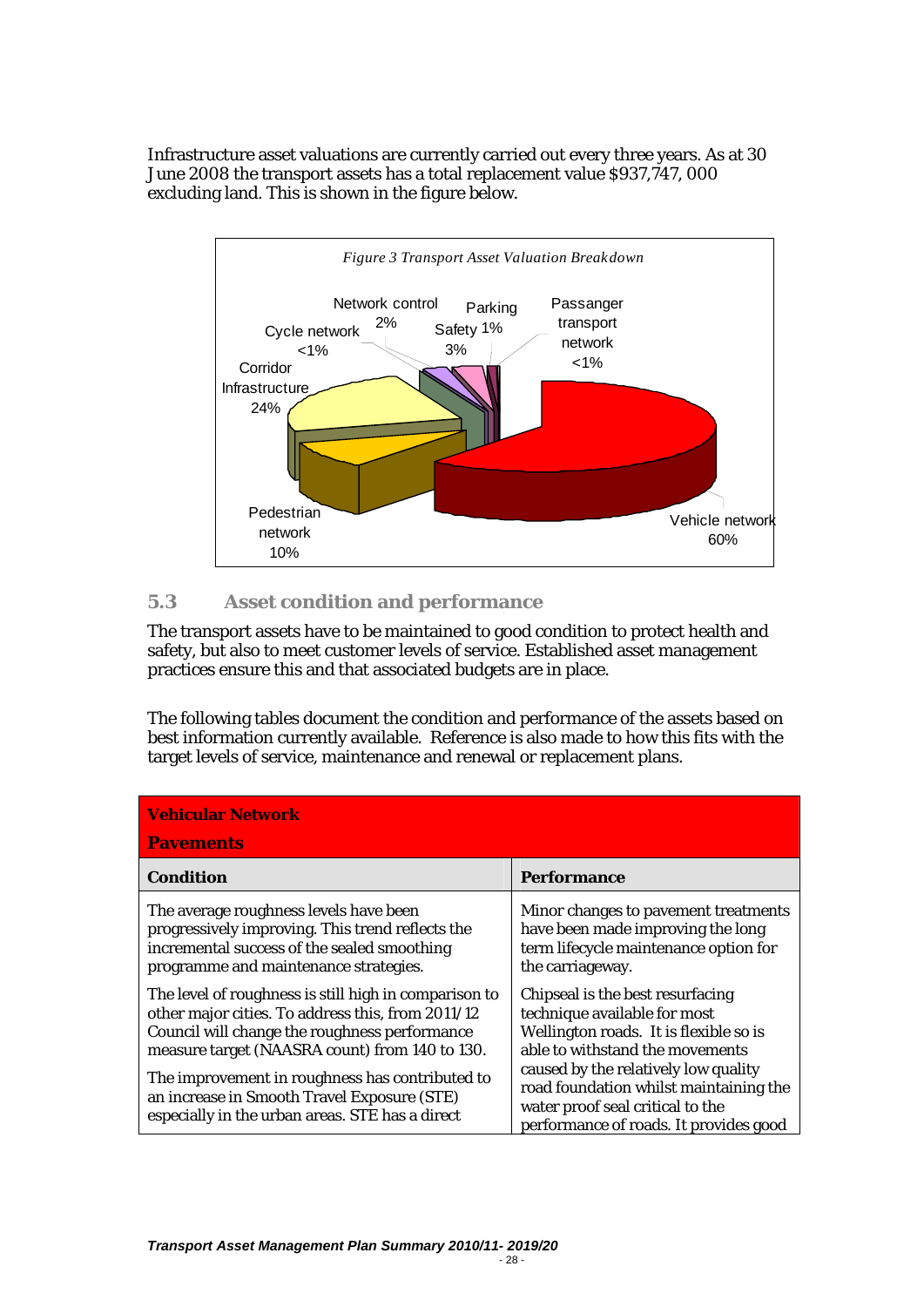Infrastructure asset valuations are currently carried out every three years. As at 30 June 2008 the transport assets has a total replacement value $937,747, 000 excluding land. This is shown in the figure below.

*Figure 3 Transport Asset Valuation Breakdown*

## 5.3 Asset condition and performance

The transport assets have to be maintained to good condition to protect health and safety, but also to meet customer levels of service. Established asset management practices ensure this and that associated budgets are in place.

The following tables document the condition and performance of the assets based on best information currently available. Reference is also made to how this fits with the target levels of service, maintenance and renewal or replacement plans.

| **Vehicular Network** **Pavements** | |
|---|---|
| **Condition** | **Performance** |
| The average roughness levels have been progressively improving. This trend reflects the incremental success of the sealed smoothing programme and maintenance strategies. | Minor changes to pavement treatments have been made improving the long term lifecycle maintenance option for the carriageway. |
| The level of roughness is still high in comparison to other major cities. To address this, from 2011/12 Council will change the roughness performance measure target (NAASRA count) from 140 to 130. The improvement in roughness has contributed to an increase in Smooth Travel Exposure (STE) especially in the urban areas. STE has a direct | Chipseal is the best resurfacing technique available for most Wellington roads. It is flexible so is able to withstand the movements caused by the relatively low quality road foundation whilst maintaining the water proof seal critical to the performance of roads. It provides good |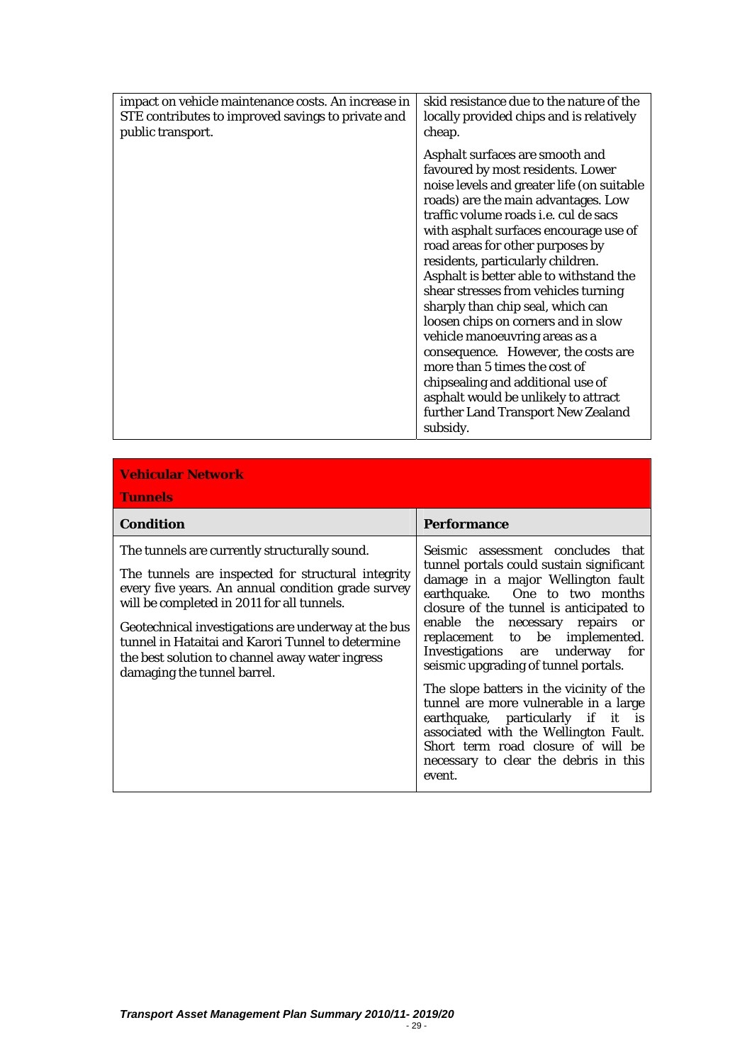| | |
|---|---|
| impact on vehicle maintenance costs. An increase in STE contributes to improved savings to private and public transport. | skid resistance due to the nature of the locally provided chips and is relatively cheap.<br><br>Asphalt surfaces are smooth and favoured by most residents. Lower noise levels and greater life (on suitable roads) are the main advantages. Low traffic volume roads i.e. cul de sacs with asphalt surfaces encourage use of road areas for other purposes by residents, particularly children. Asphalt is better able to withstand the shear stresses from vehicles turning sharply than chip seal, which can loosen chips on corners and in slow vehicle manoeuvring areas as a consequence. However, the costs are more than 5 times the cost of chipsealing and additional use of asphalt would be unlikely to attract further Land Transport New Zealand subsidy. |

| **Vehicular Network**<br>**Tunnels** | |
|---|---|
| **Condition** | **Performance** |
| The tunnels are currently structurally sound.<br><br>The tunnels are inspected for structural integrity every five years. An annual condition grade survey will be completed in 2011 for all tunnels.<br><br>Geotechnical investigations are underway at the bus tunnel in Hataitai and Karori Tunnel to determine the best solution to channel away water ingress damaging the tunnel barrel. | Seismic assessment concludes that tunnel portals could sustain significant damage in a major Wellington fault earthquake. One to two months closure of the tunnel is anticipated to enable the necessary repairs or replacement to be implemented. Investigations are underway for seismic upgrading of tunnel portals.<br><br>The slope batters in the vicinity of the tunnel are more vulnerable in a large earthquake, particularly if it is associated with the Wellington Fault. Short term road closure of will be necessary to clear the debris in this event. |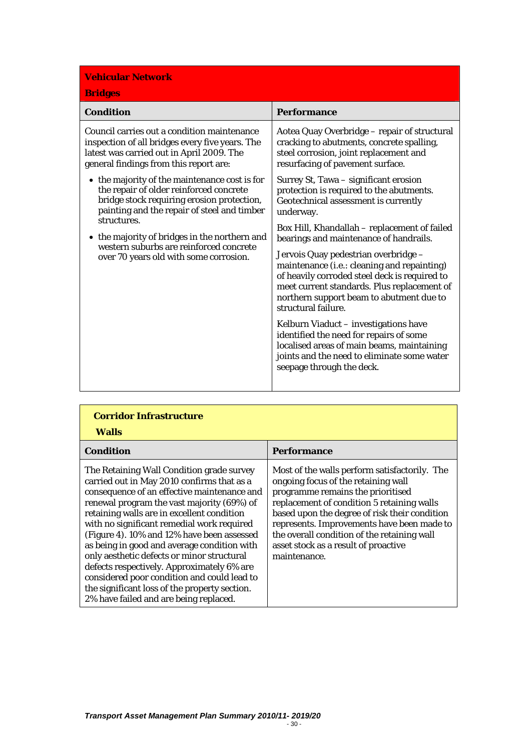**Vehicular Network**

**Bridges**

| Condition | Performance |
|---|---|
| Council carries out a condition maintenance inspection of all bridges every five years. The latest was carried out in April 2009. The general findings from this report are:<br>• the majority of the maintenance cost is for the repair of older reinforced concrete bridge stock requiring erosion protection, painting and the repair of steel and timber structures.<br>• the majority of bridges in the northern and western suburbs are reinforced concrete over 70 years old with some corrosion. | Aotea Quay Overbridge – repair of structural cracking to abutments, concrete spalling, steel corrosion, joint replacement and resurfacing of pavement surface.<br><br>Surrey St, Tawa – significant erosion protection is required to the abutments. Geotechnical assessment is currently underway.<br><br>Box Hill, Khandallah – replacement of failed bearings and maintenance of handrails.<br><br>Jervois Quay pedestrian overbridge – maintenance (i.e.: cleaning and repainting) of heavily corroded steel deck is required to meet current standards. Plus replacement of northern support beam to abutment due to structural failure.<br><br>Kelburn Viaduct – investigations have identified the need for repairs of some localised areas of main beams, maintaining joints and the need to eliminate some water seepage through the deck. |

**Corridor Infrastructure**

**Walls**

| Condition | Performance |
|---|---|
| The Retaining Wall Condition grade survey carried out in May 2010 confirms that as a consequence of an effective maintenance and renewal program the vast majority (69%) of retaining walls are in excellent condition with no significant remedial work required (Figure 4). 10% and 12% have been assessed as being in good and average condition with only aesthetic defects or minor structural defects respectively. Approximately 6% are considered poor condition and could lead to the significant loss of the property section. 2% have failed and are being replaced. | Most of the walls perform satisfactorily. The ongoing focus of the retaining wall programme remains the prioritised replacement of condition 5 retaining walls based upon the degree of risk their condition represents. Improvements have been made to the overall condition of the retaining wall asset stock as a result of proactive maintenance. |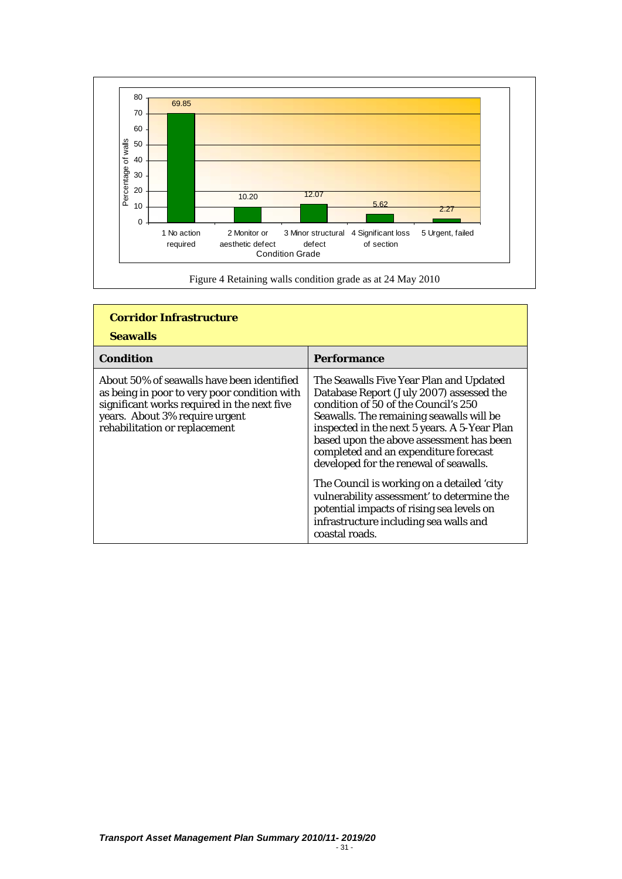| Condition Grade | Percentage of walls |
|---|---|
| 1 No action required | 69.85 |
| 2 Monitor or aesthetic defect | 10.20 |
| 3 Minor structural defect | 12.07 |
| 4 Significant loss of section | 5.62 |
| 5 Urgent, failed | 2.27 |

Figure 4 Retaining walls condition grade as at 24 May 2010

| **Corridor Infrastructure**<br>**Seawalls** | |
|---|---|
| **Condition** | **Performance** |
| About 50% of seawalls have been identified as being in poor to very poor condition with significant works required in the next five years. About 3% require urgent rehabilitation or replacement | The Seawalls Five Year Plan and Updated Database Report (July 2007) assessed the condition of 50 of the Council's 250 Seawalls. The remaining seawalls will be inspected in the next 5 years. A 5-Year Plan based upon the above assessment has been completed and an expenditure forecast developed for the renewal of seawalls.<br><br>The Council is working on a detailed 'city vulnerability assessment' to determine the potential impacts of rising sea levels on infrastructure including sea walls and coastal roads. |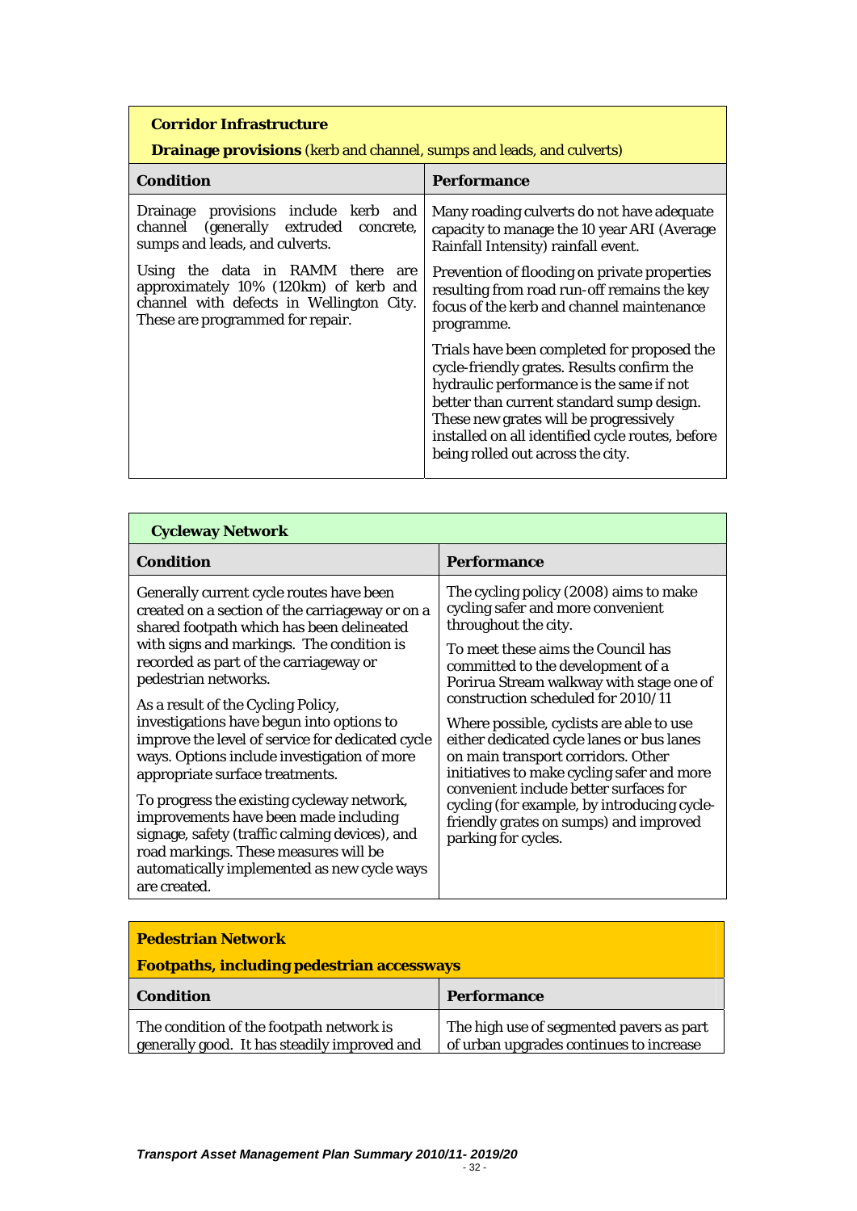| **Corridor Infrastructure**<br>**Drainage provisions** (kerb and channel, sumps and leads, and culverts) | |
|---|---|
| **Condition** | **Performance** |
| Drainage provisions include kerb and channel (generally extruded concrete, sumps and leads, and culverts.<br><br>Using the data in RAMM there are approximately 10% (120km) of kerb and channel with defects in Wellington City. These are programmed for repair. | Many roading culverts do not have adequate capacity to manage the 10 year ARI (Average Rainfall Intensity) rainfall event.<br><br>Prevention of flooding on private properties resulting from road run-off remains the key focus of the kerb and channel maintenance programme.<br><br>Trials have been completed for proposed the cycle-friendly grates. Results confirm the hydraulic performance is the same if not better than current standard sump design. These new grates will be progressively installed on all identified cycle routes, before being rolled out across the city. |

| **Cycleway Network** | |
|---|---|
| **Condition** | **Performance** |
| Generally current cycle routes have been created on a section of the carriageway or on a shared footpath which has been delineated with signs and markings. The condition is recorded as part of the carriageway or pedestrian networks.<br><br>As a result of the Cycling Policy, investigations have begun into options to improve the level of service for dedicated cycle ways. Options include investigation of more appropriate surface treatments.<br><br>To progress the existing cycleway network, improvements have been made including signage, safety (traffic calming devices), and road markings. These measures will be automatically implemented as new cycle ways are created. | The cycling policy (2008) aims to make cycling safer and more convenient throughout the city.<br><br>To meet these aims the Council has committed to the development of a Porirua Stream walkway with stage one of construction scheduled for 2010/11<br><br>Where possible, cyclists are able to use either dedicated cycle lanes or bus lanes on main transport corridors. Other initiatives to make cycling safer and more convenient include better surfaces for cycling (for example, by introducing cycle-friendly grates on sumps) and improved parking for cycles. |

| **Pedestrian Network**<br>**Footpaths, including pedestrian accessways** | |
|---|---|
| **Condition** | **Performance** |
| The condition of the footpath network is generally good. It has steadily improved and | The high use of segmented pavers as part of urban upgrades continues to increase |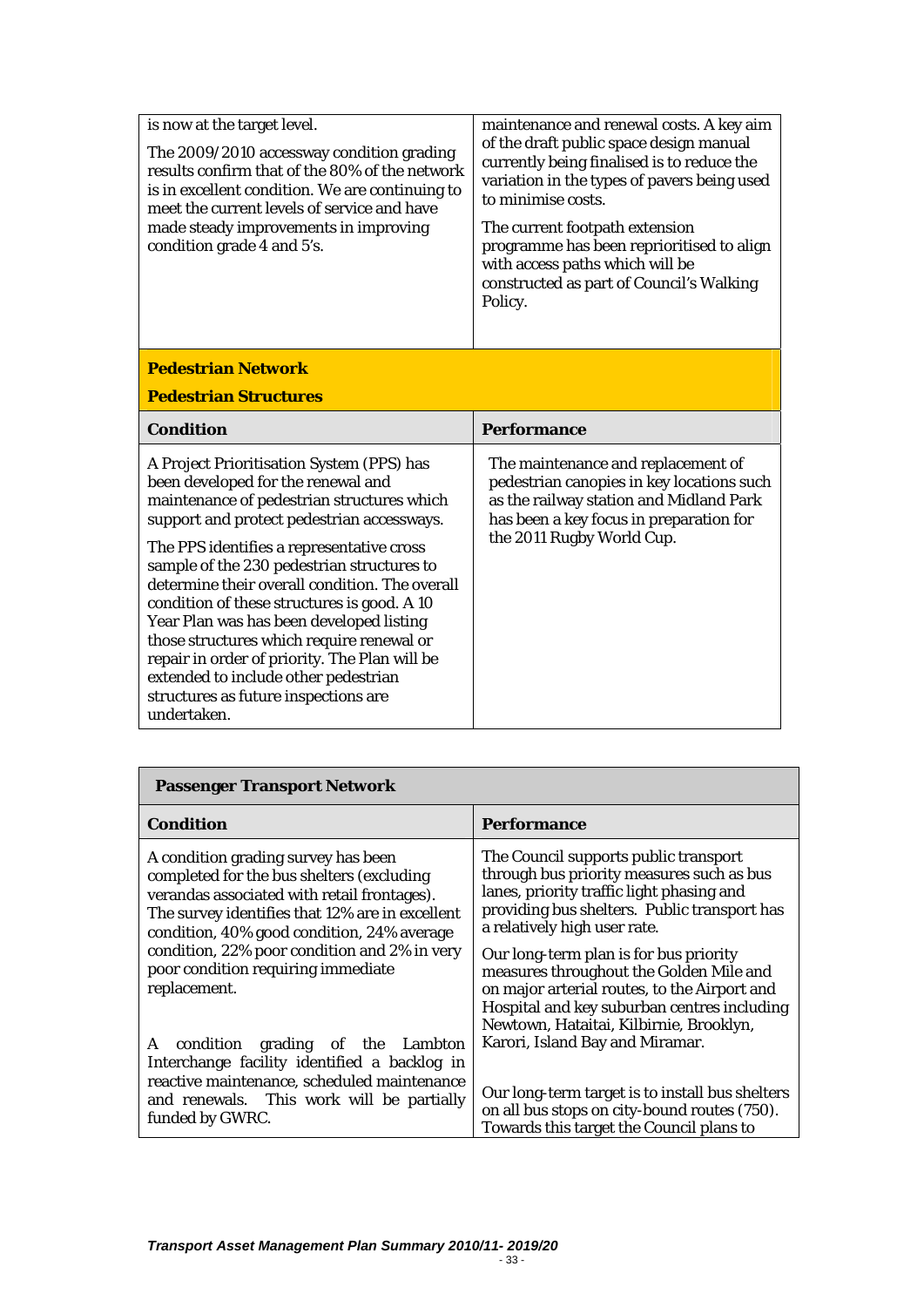| is now at the target level.<br><br>The 2009/2010 accessway condition grading results confirm that of the 80% of the network is in excellent condition. We are continuing to meet the current levels of service and have made steady improvements in improving condition grade 4 and 5's. | maintenance and renewal costs. A key aim of the draft public space design manual currently being finalised is to reduce the variation in the types of pavers being used to minimise costs.<br><br>The current footpath extension programme has been reprioritised to align with access paths which will be constructed as part of Council's Walking Policy. |
|---|---|

**Pedestrian Network**

**Pedestrian Structures**

| Condition | Performance |
|---|---|
| A Project Prioritisation System (PPS) has been developed for the renewal and maintenance of pedestrian structures which support and protect pedestrian accessways.<br><br>The PPS identifies a representative cross sample of the 230 pedestrian structures to determine their overall condition. The overall condition of these structures is good. A 10 Year Plan was has been developed listing those structures which require renewal or repair in order of priority. The Plan will be extended to include other pedestrian structures as future inspections are undertaken. | The maintenance and replacement of pedestrian canopies in key locations such as the railway station and Midland Park has been a key focus in preparation for the 2011 Rugby World Cup. |

**Passenger Transport Network**

| Condition | Performance |
|---|---|
| A condition grading survey has been completed for the bus shelters (excluding verandas associated with retail frontages). The survey identifies that 12% are in excellent condition, 40% good condition, 24% average condition, 22% poor condition and 2% in very poor condition requiring immediate replacement.<br><br>A condition grading of the Lambton Interchange facility identified a backlog in reactive maintenance, scheduled maintenance and renewals. This work will be partially funded by GWRC. | The Council supports public transport through bus priority measures such as bus lanes, priority traffic light phasing and providing bus shelters. Public transport has a relatively high user rate.<br><br>Our long-term plan is for bus priority measures throughout the Golden Mile and on major arterial routes, to the Airport and Hospital and key suburban centres including Newtown, Hataitai, Kilbirnie, Brooklyn, Karori, Island Bay and Miramar.<br><br>Our long-term target is to install bus shelters on all bus stops on city-bound routes (750). Towards this target the Council plans to |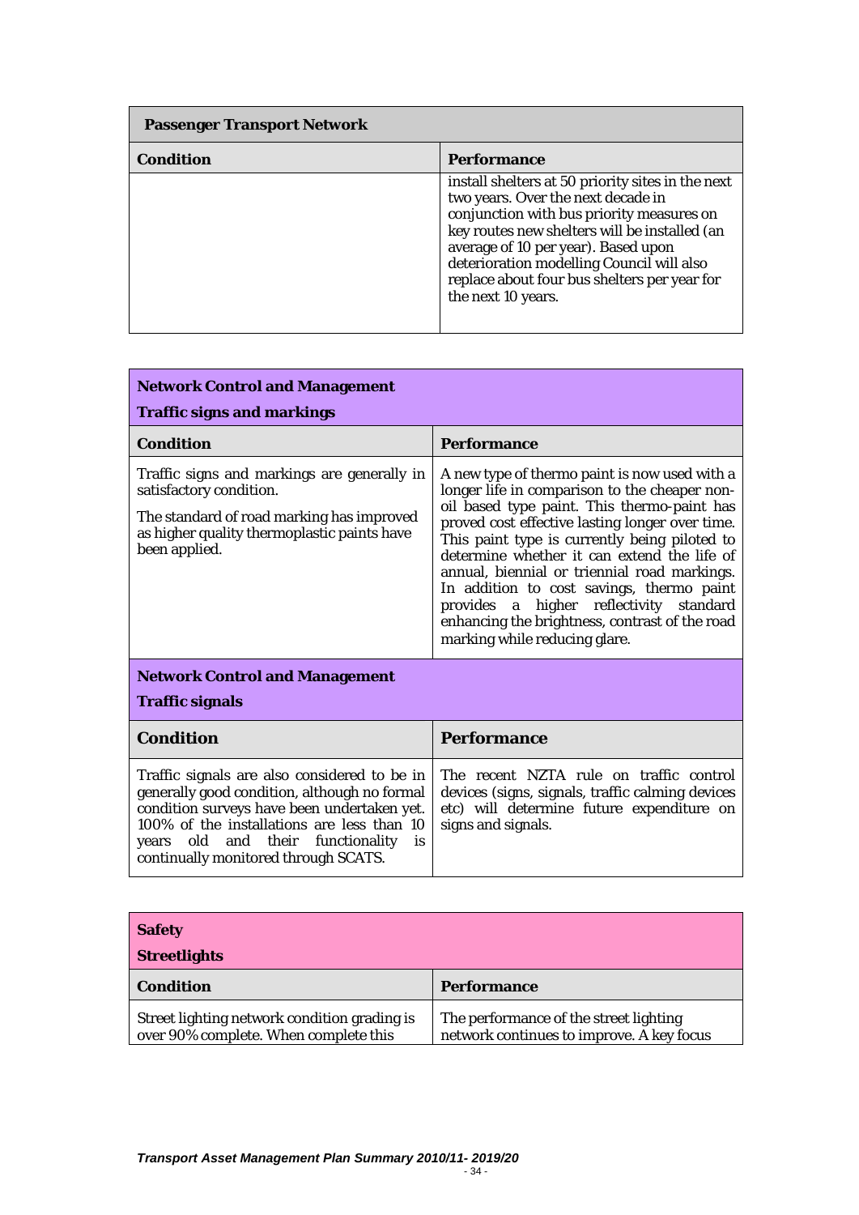| Passenger Transport Network | |
|---|---|
| **Condition** | **Performance** |
| | install shelters at 50 priority sites in the next two years. Over the next decade in conjunction with bus priority measures on key routes new shelters will be installed (an average of 10 per year). Based upon deterioration modelling Council will also replace about four bus shelters per year for the next 10 years. |

| Network Control and Management<br>Traffic signs and markings | |
|---|---|
| **Condition** | **Performance** |
| Traffic signs and markings are generally in satisfactory condition.<br><br>The standard of road marking has improved as higher quality thermoplastic paints have been applied. | A new type of thermo paint is now used with a longer life in comparison to the cheaper non-oil based type paint. This thermo-paint has proved cost effective lasting longer over time. This paint type is currently being piloted to determine whether it can extend the life of annual, biennial or triennial road markings. In addition to cost savings, thermo paint provides a higher reflectivity standard enhancing the brightness, contrast of the road marking while reducing glare. |
| **Network Control and Management**<br>**Traffic signals** | |
| **Condition** | **Performance** |
| Traffic signals are also considered to be in generally good condition, although no formal condition surveys have been undertaken yet. 100% of the installations are less than 10 years old and their functionality is continually monitored through SCATS. | The recent NZTA rule on traffic control devices (signs, signals, traffic calming devices etc) will determine future expenditure on signs and signals. |

| Safety<br>Streetlights | |
|---|---|
| **Condition** | **Performance** |
| Street lighting network condition grading is over 90% complete. When complete this | The performance of the street lighting network continues to improve. A key focus |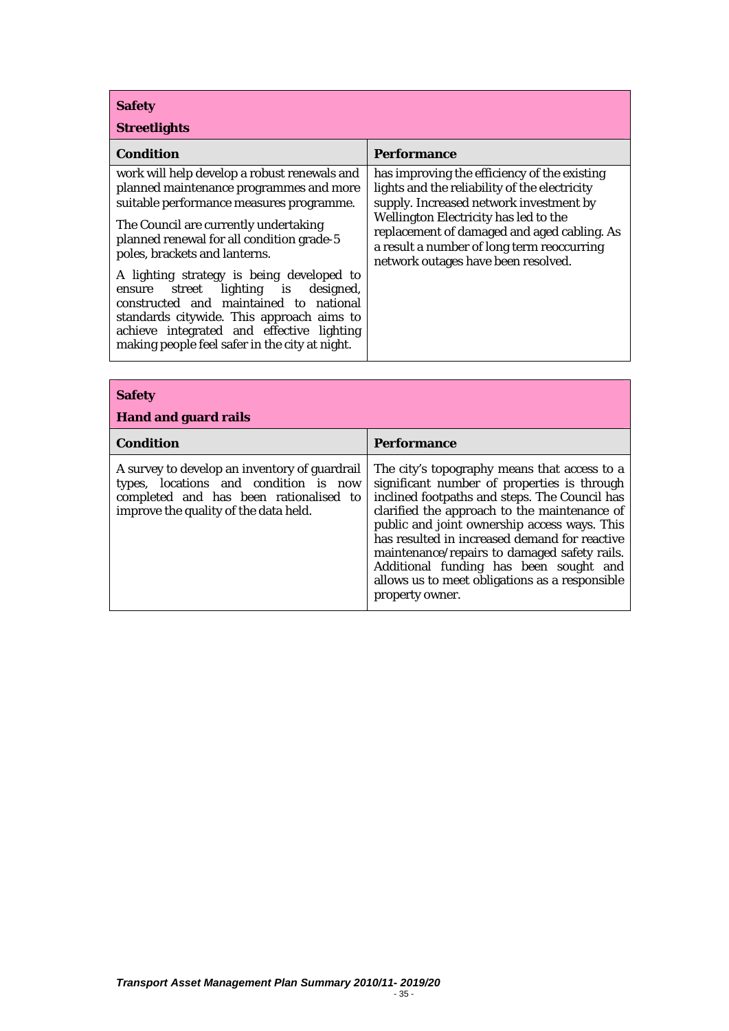| **Safety**<br>**Streetlights** | |
|---|---|
| **Condition** | **Performance** |
| work will help develop a robust renewals and planned maintenance programmes and more suitable performance measures programme.<br><br>The Council are currently undertaking planned renewal for all condition grade-5 poles, brackets and lanterns.<br><br>A lighting strategy is being developed to ensure street lighting is designed, constructed and maintained to national standards citywide. This approach aims to achieve integrated and effective lighting making people feel safer in the city at night. | has improving the efficiency of the existing lights and the reliability of the electricity supply. Increased network investment by Wellington Electricity has led to the replacement of damaged and aged cabling. As a result a number of long term reoccurring network outages have been resolved. |

| **Safety**<br>**Hand and guard rails** | |
|---|---|
| **Condition** | **Performance** |
| A survey to develop an inventory of guardrail types, locations and condition is now completed and has been rationalised to improve the quality of the data held. | The city's topography means that access to a significant number of properties is through inclined footpaths and steps. The Council has clarified the approach to the maintenance of public and joint ownership access ways. This has resulted in increased demand for reactive maintenance/repairs to damaged safety rails. Additional funding has been sought and allows us to meet obligations as a responsible property owner. |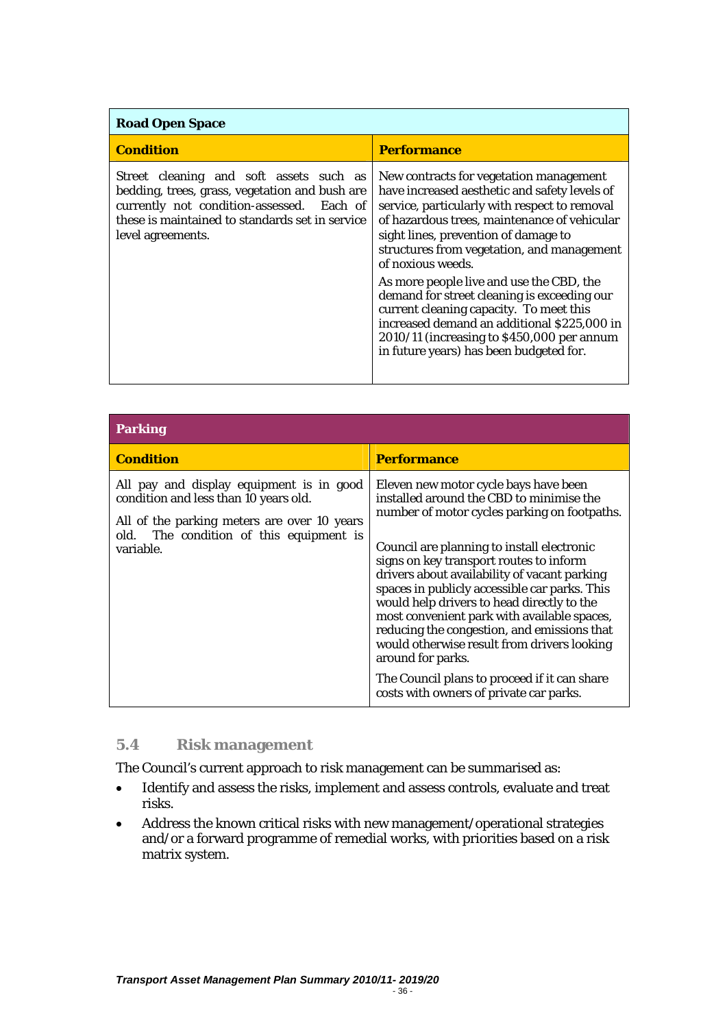| Road Open Space | |
|---|---|
| **Condition** | **Performance** |
| Street cleaning and soft assets such as bedding, trees, grass, vegetation and bush are currently not condition-assessed. Each of these is maintained to standards set in service level agreements. | New contracts for vegetation management have increased aesthetic and safety levels of service, particularly with respect to removal of hazardous trees, maintenance of vehicular sight lines, prevention of damage to structures from vegetation, and management of noxious weeds.<br><br>As more people live and use the CBD, the demand for street cleaning is exceeding our current cleaning capacity. To meet this increased demand an additional $225,000 in 2010/11 (increasing to $450,000 per annum in future years) has been budgeted for. |

| Parking | |
|---|---|
| **Condition** | **Performance** |
| All pay and display equipment is in good condition and less than 10 years old.<br><br>All of the parking meters are over 10 years old. The condition of this equipment is variable. | Eleven new motor cycle bays have been installed around the CBD to minimise the number of motor cycles parking on footpaths.<br><br>Council are planning to install electronic signs on key transport routes to inform drivers about availability of vacant parking spaces in publicly accessible car parks. This would help drivers to head directly to the most convenient park with available spaces, reducing the congestion, and emissions that would otherwise result from drivers looking around for parks.<br><br>The Council plans to proceed if it can share costs with owners of private car parks. |

### 5.4 Risk management

The Council's current approach to risk management can be summarised as:

- Identify and assess the risks, implement and assess controls, evaluate and treat risks.
- Address the known critical risks with new management/operational strategies and/or a forward programme of remedial works, with priorities based on a risk matrix system.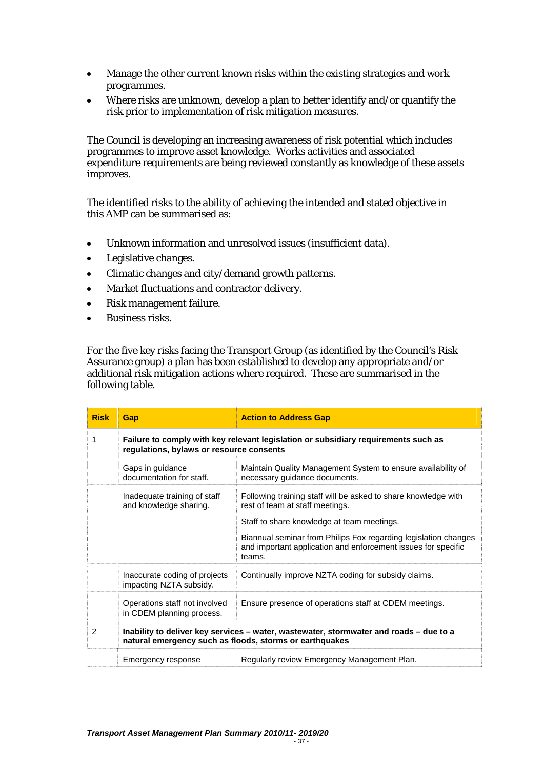- Manage the other current known risks within the existing strategies and work programmes.
- Where risks are unknown, develop a plan to better identify and/or quantify the risk prior to implementation of risk mitigation measures.

The Council is developing an increasing awareness of risk potential which includes programmes to improve asset knowledge. Works activities and associated expenditure requirements are being reviewed constantly as knowledge of these assets improves.

The identified risks to the ability of achieving the intended and stated objective in this AMP can be summarised as:

- Unknown information and unresolved issues (insufficient data).
- Legislative changes.
- Climatic changes and city/demand growth patterns.
- Market fluctuations and contractor delivery.
- Risk management failure.
- Business risks.

For the five key risks facing the Transport Group (as identified by the Council's Risk Assurance group) a plan has been established to develop any appropriate and/or additional risk mitigation actions where required. These are summarised in the following table.

| Risk | Gap | Action to Address Gap |
|---|---|---|
| 1 | **Failure to comply with key relevant legislation or subsidiary requirements such as regulations, bylaws or resource consents** | |
| | Gaps in guidance documentation for staff. | Maintain Quality Management System to ensure availability of necessary guidance documents. |
| | Inadequate training of staff and knowledge sharing. | Following training staff will be asked to share knowledge with rest of team at staff meetings.<br>Staff to share knowledge at team meetings.<br>Biannual seminar from Philips Fox regarding legislation changes and important application and enforcement issues for specific teams. |
| | Inaccurate coding of projects impacting NZTA subsidy. | Continually improve NZTA coding for subsidy claims. |
| | Operations staff not involved in CDEM planning process. | Ensure presence of operations staff at CDEM meetings. |
| 2 | **Inability to deliver key services – water, wastewater, stormwater and roads – due to a natural emergency such as floods, storms or earthquakes** | |
| | Emergency response | Regularly review Emergency Management Plan. |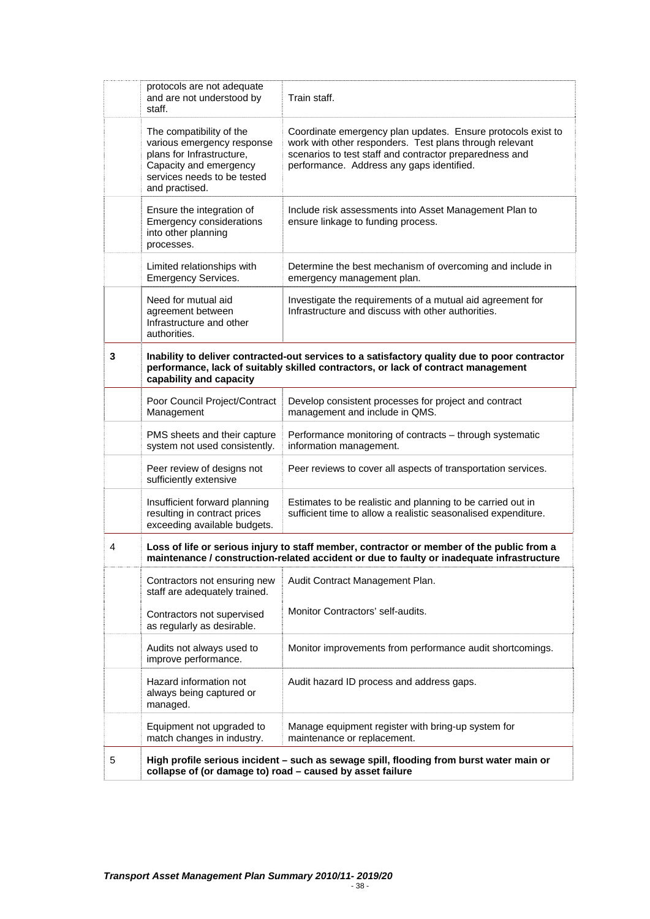| | | |
|---|---|---|
| | protocols are not adequate and are not understood by staff. | Train staff. |
| | The compatibility of the various emergency response plans for Infrastructure, Capacity and emergency services needs to be tested and practised. | Coordinate emergency plan updates. Ensure protocols exist to work with other responders. Test plans through relevant scenarios to test staff and contractor preparedness and performance. Address any gaps identified. |
| | Ensure the integration of Emergency considerations into other planning processes. | Include risk assessments into Asset Management Plan to ensure linkage to funding process. |
| | Limited relationships with Emergency Services. | Determine the best mechanism of overcoming and include in emergency management plan. |
| | Need for mutual aid agreement between Infrastructure and other authorities. | Investigate the requirements of a mutual aid agreement for Infrastructure and discuss with other authorities. |
| **3** | **Inability to deliver contracted-out services to a satisfactory quality due to poor contractor performance, lack of suitably skilled contractors, or lack of contract management capability and capacity** | |
| | Poor Council Project/Contract Management | Develop consistent processes for project and contract management and include in QMS. |
| | PMS sheets and their capture system not used consistently. | Performance monitoring of contracts – through systematic information management. |
| | Peer review of designs not sufficiently extensive | Peer reviews to cover all aspects of transportation services. |
| | Insufficient forward planning resulting in contract prices exceeding available budgets. | Estimates to be realistic and planning to be carried out in sufficient time to allow a realistic seasonalised expenditure. |
| 4 | **Loss of life or serious injury to staff member, contractor or member of the public from a maintenance / construction-related accident or due to faulty or inadequate infrastructure** | |
| | Contractors not ensuring new staff are adequately trained.<br><br>Contractors not supervised as regularly as desirable. | Audit Contract Management Plan.<br><br>Monitor Contractors' self-audits. |
| | Audits not always used to improve performance. | Monitor improvements from performance audit shortcomings. |
| | Hazard information not always being captured or managed. | Audit hazard ID process and address gaps. |
| | Equipment not upgraded to match changes in industry. | Manage equipment register with bring-up system for maintenance or replacement. |
| 5 | **High profile serious incident – such as sewage spill, flooding from burst water main or collapse of (or damage to) road – caused by asset failure** | |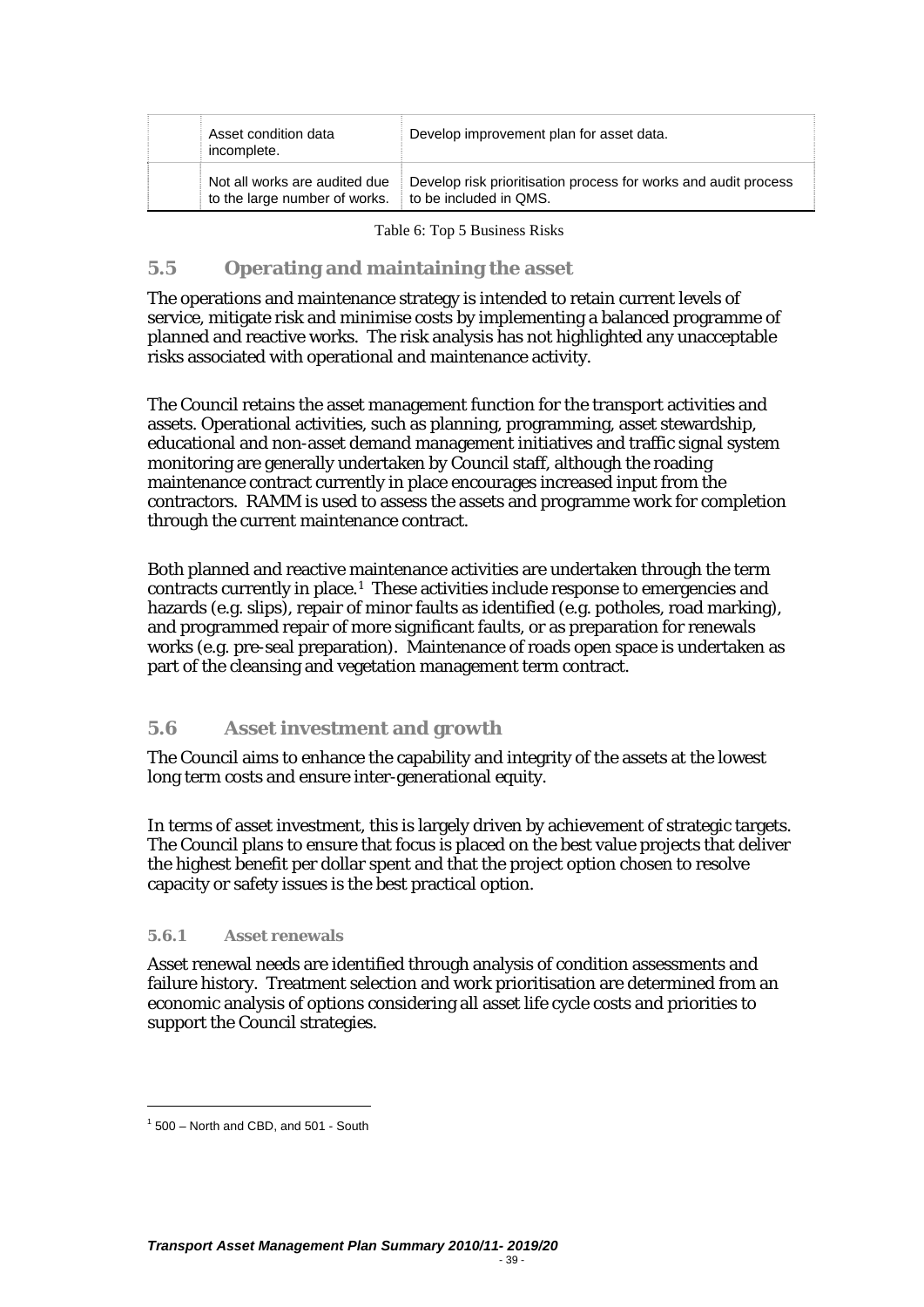| | | |
|---|---|---|
| | Asset condition data incomplete. | Develop improvement plan for asset data. |
| | Not all works are audited due to the large number of works. | Develop risk prioritisation process for works and audit process to be included in QMS. |

Table 6: Top 5 Business Risks

## 5.5 Operating and maintaining the asset

The operations and maintenance strategy is intended to retain current levels of service, mitigate risk and minimise costs by implementing a balanced programme of planned and reactive works. The risk analysis has not highlighted any unacceptable risks associated with operational and maintenance activity.

The Council retains the asset management function for the transport activities and assets. Operational activities, such as planning, programming, asset stewardship, educational and non-asset demand management initiatives and traffic signal system monitoring are generally undertaken by Council staff, although the roading maintenance contract currently in place encourages increased input from the contractors. RAMM is used to assess the assets and programme work for completion through the current maintenance contract.

Both planned and reactive maintenance activities are undertaken through the term contracts currently in place.[1] These activities include response to emergencies and hazards (e.g. slips), repair of minor faults as identified (e.g. potholes, road marking), and programmed repair of more significant faults, or as preparation for renewals works (e.g. pre-seal preparation). Maintenance of roads open space is undertaken as part of the cleansing and vegetation management term contract.

## 5.6 Asset investment and growth

The Council aims to enhance the capability and integrity of the assets at the lowest long term costs and ensure inter-generational equity.

In terms of asset investment, this is largely driven by achievement of strategic targets. The Council plans to ensure that focus is placed on the best value projects that deliver the highest benefit per dollar spent and that the project option chosen to resolve capacity or safety issues is the best practical option.

### 5.6.1 Asset renewals

Asset renewal needs are identified through analysis of condition assessments and failure history. Treatment selection and work prioritisation are determined from an economic analysis of options considering all asset life cycle costs and priorities to support the Council strategies.

[1] 500 – North and CBD, and 501 - South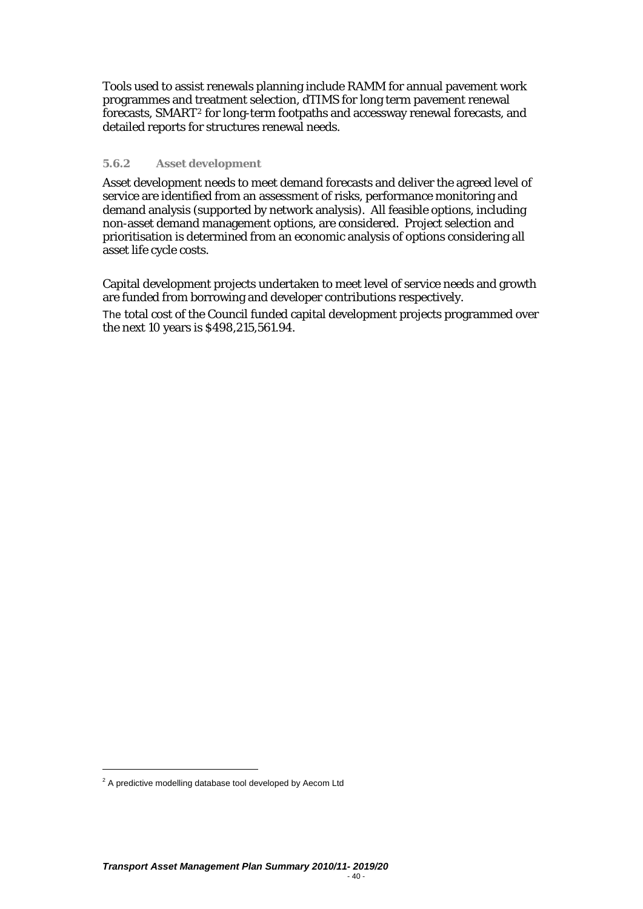Tools used to assist renewals planning include RAMM for annual pavement work programmes and treatment selection, dTIMS for long term pavement renewal forecasts, SMART[2] for long-term footpaths and accessway renewal forecasts, and detailed reports for structures renewal needs.

### 5.6.2 Asset development

Asset development needs to meet demand forecasts and deliver the agreed level of service are identified from an assessment of risks, performance monitoring and demand analysis (supported by network analysis). All feasible options, including non-asset demand management options, are considered. Project selection and prioritisation is determined from an economic analysis of options considering all asset life cycle costs.

Capital development projects undertaken to meet level of service needs and growth are funded from borrowing and developer contributions respectively.

The total cost of the Council funded capital development projects programmed over the next 10 years is $498,215,561.94.

[2] A predictive modelling database tool developed by Aecom Ltd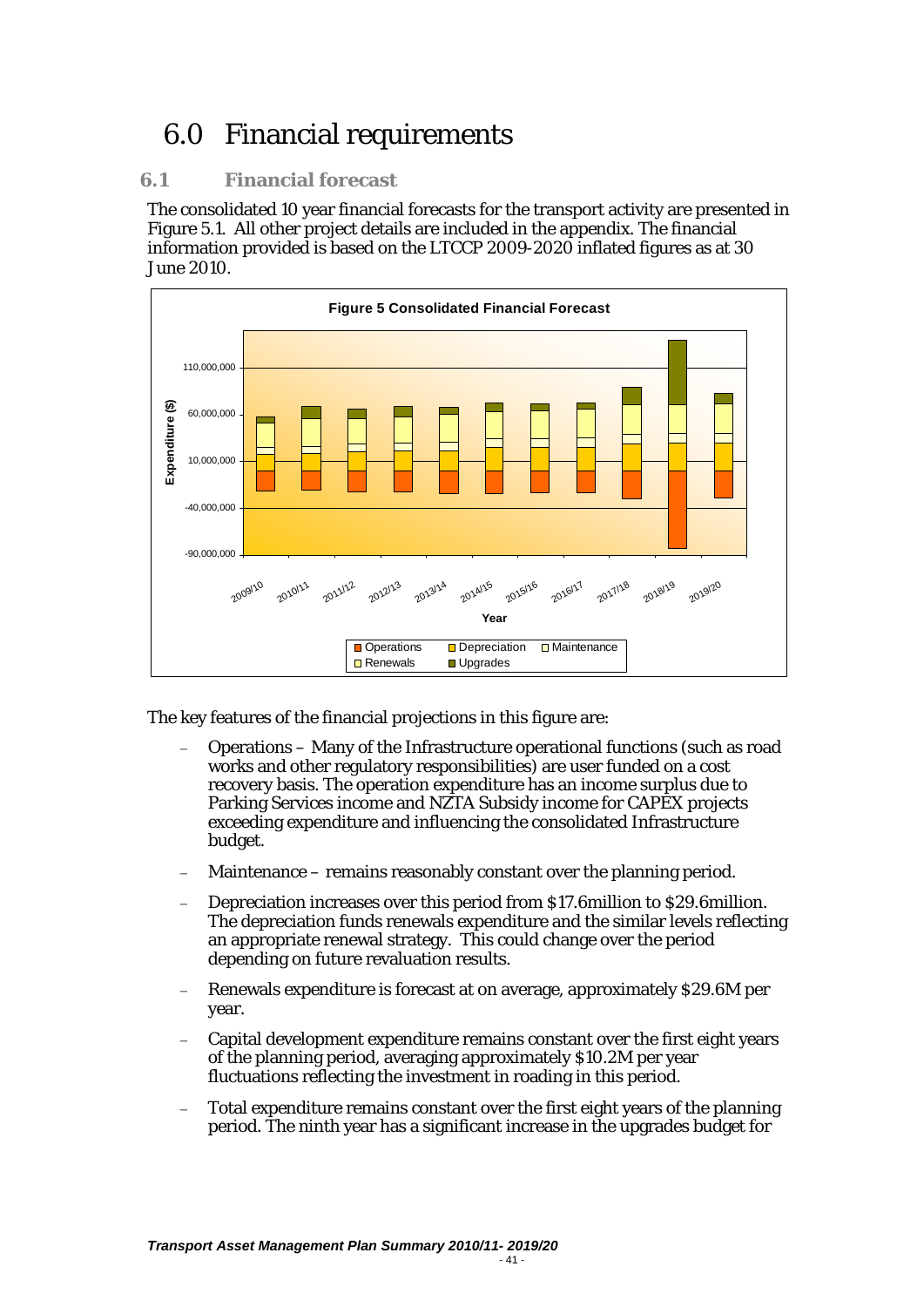# 6.0 Financial requirements

## 6.1 Financial forecast

The consolidated 10 year financial forecasts for the transport activity are presented in Figure 5.1. All other project details are included in the appendix. The financial information provided is based on the LTCCP 2009-2020 inflated figures as at 30 June 2010.

**Figure 5 Consolidated Financial Forecast**

The key features of the financial projections in this figure are:

- Operations – Many of the Infrastructure operational functions (such as road works and other regulatory responsibilities) are user funded on a cost recovery basis. The operation expenditure has an income surplus due to Parking Services income and NZTA Subsidy income for CAPEX projects exceeding expenditure and influencing the consolidated Infrastructure budget.
- Maintenance – remains reasonably constant over the planning period.
- Depreciation increases over this period from $17.6million to $29.6million. The depreciation funds renewals expenditure and the similar levels reflecting an appropriate renewal strategy. This could change over the period depending on future revaluation results.
- Renewals expenditure is forecast at on average, approximately $29.6M per year.
- Capital development expenditure remains constant over the first eight years of the planning period, averaging approximately $10.2M per year fluctuations reflecting the investment in roading in this period.
- Total expenditure remains constant over the first eight years of the planning period. The ninth year has a significant increase in the upgrades budget for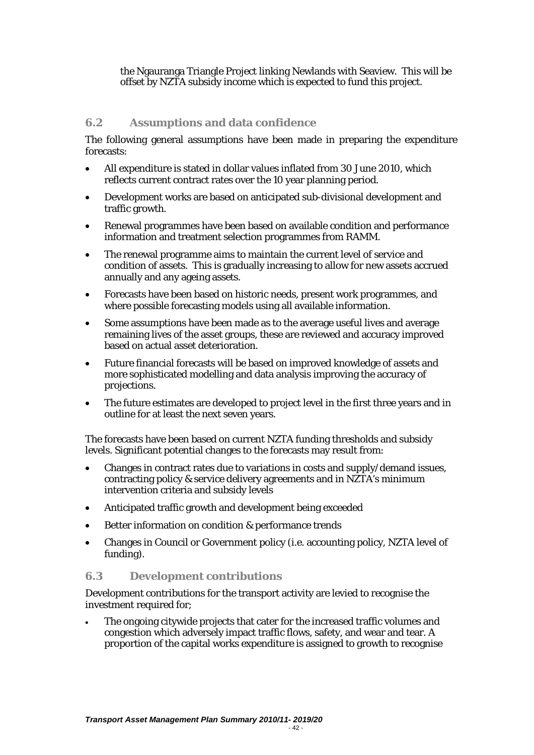the Ngauranga Triangle Project linking Newlands with Seaview. This will be offset by NZTA subsidy income which is expected to fund this project.

## 6.2 Assumptions and data confidence

The following general assumptions have been made in preparing the expenditure forecasts:

- All expenditure is stated in dollar values inflated from 30 June 2010, which reflects current contract rates over the 10 year planning period.
- Development works are based on anticipated sub-divisional development and traffic growth.
- Renewal programmes have been based on available condition and performance information and treatment selection programmes from RAMM.
- The renewal programme aims to maintain the current level of service and condition of assets. This is gradually increasing to allow for new assets accrued annually and any ageing assets.
- Forecasts have been based on historic needs, present work programmes, and where possible forecasting models using all available information.
- Some assumptions have been made as to the average useful lives and average remaining lives of the asset groups, these are reviewed and accuracy improved based on actual asset deterioration.
- Future financial forecasts will be based on improved knowledge of assets and more sophisticated modelling and data analysis improving the accuracy of projections.
- The future estimates are developed to project level in the first three years and in outline for at least the next seven years.

The forecasts have been based on current NZTA funding thresholds and subsidy levels. Significant potential changes to the forecasts may result from:

- Changes in contract rates due to variations in costs and supply/demand issues, contracting policy & service delivery agreements and in NZTA's minimum intervention criteria and subsidy levels
- Anticipated traffic growth and development being exceeded
- Better information on condition & performance trends
- Changes in Council or Government policy (i.e. accounting policy, NZTA level of funding).

## 6.3 Development contributions

Development contributions for the transport activity are levied to recognise the investment required for;

- The ongoing citywide projects that cater for the increased traffic volumes and congestion which adversely impact traffic flows, safety, and wear and tear. A proportion of the capital works expenditure is assigned to growth to recognise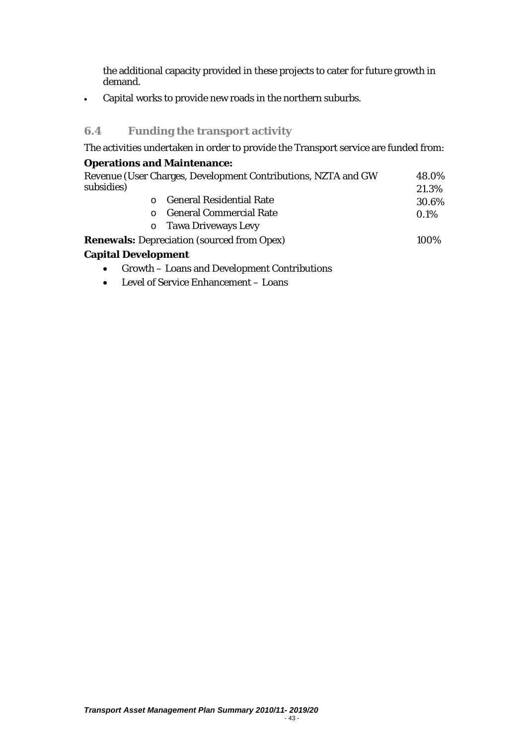the additional capacity provided in these projects to cater for future growth in demand.

- Capital works to provide new roads in the northern suburbs.

### 6.4 Funding the transport activity

The activities undertaken in order to provide the Transport service are funded from:

**Operations and Maintenance:**

| | |
|---|---|
| Revenue (User Charges, Development Contributions, NZTA and GW subsidies) | 48.0% |
| o General Residential Rate | 21.3% |
| o General Commercial Rate | 30.6% |
| o Tawa Driveways Levy | 0.1% |
| **Renewals:** Depreciation (sourced from Opex) | 100% |

**Capital Development**

- Growth – Loans and Development Contributions
- Level of Service Enhancement – Loans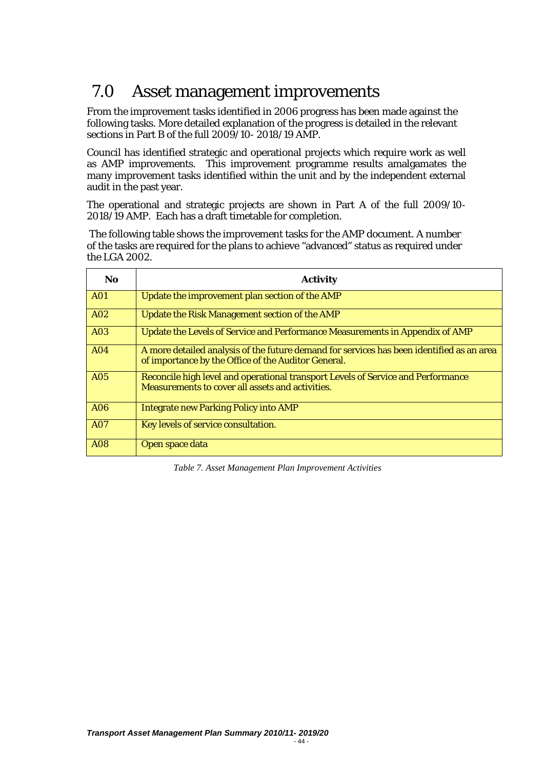# 7.0 Asset management improvements

From the improvement tasks identified in 2006 progress has been made against the following tasks. More detailed explanation of the progress is detailed in the relevant sections in Part B of the full 2009/10- 2018/19 AMP.

Council has identified strategic and operational projects which require work as well as AMP improvements. This improvement programme results amalgamates the many improvement tasks identified within the unit and by the independent external audit in the past year.

The operational and strategic projects are shown in Part A of the full 2009/10-2018/19 AMP. Each has a draft timetable for completion.

The following table shows the improvement tasks for the AMP document. A number of the tasks are required for the plans to achieve "advanced" status as required under the LGA 2002.

| No | Activity |
|---|---|
| A01 | Update the improvement plan section of the AMP |
| A02 | Update the Risk Management section of the AMP |
| A03 | Update the Levels of Service and Performance Measurements in Appendix of AMP |
| A04 | A more detailed analysis of the future demand for services has been identified as an area of importance by the Office of the Auditor General. |
| A05 | Reconcile high level and operational transport Levels of Service and Performance Measurements to cover all assets and activities. |
| A06 | Integrate new Parking Policy into AMP |
| A07 | Key levels of service consultation. |
| A08 | Open space data |

*Table 7. Asset Management Plan Improvement Activities*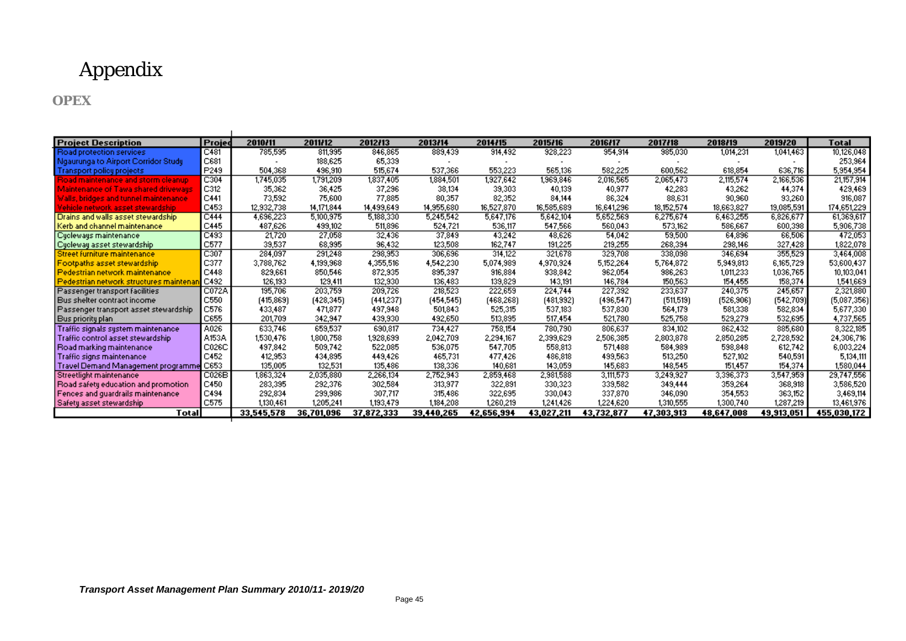# Appendix

## OPEX

| Project Description | Project | 2010/11 | 2011/12 | 2012/13 | 2013/14 | 2014/15 | 2015/16 | 2016/17 | 2017/18 | 2018/19 | 2019/20 | Total |
|---|---|---|---|---|---|---|---|---|---|---|---|---|
| Road protection services | C481 | 785,595 | 811,995 | 846,865 | 889,439 | 914,492 | 928,223 | 954,914 | 985,030 | 1,014,231 | 1,041,463 | 10,126,048 |
| Ngaurunga to Airport Corridor Study | C681 | - | 188,625 | 65,339 | - | - | - | - | - | - | - | 253,964 |
| Transport policy projects | P249 | 504,368 | 496,910 | 515,674 | 537,366 | 553,223 | 565,136 | 582,225 | 600,562 | 618,854 | 636,716 | 5,954,954 |
| Road maintenance and storm cleanup | C304 | 1,745,035 | 1,791,209 | 1,837,405 | 1,884,501 | 1,927,642 | 1,969,846 | 2,016,565 | 2,065,473 | 2,115,574 | 2,166,536 | 21,157,914 |
| Maintenance of Tawa shared driveways | C312 | 35,362 | 36,425 | 37,296 | 38,134 | 39,303 | 40,139 | 40,977 | 42,283 | 43,262 | 44,374 | 429,469 |
| Walls, bridges and tunnel maintenance | C441 | 73,592 | 75,600 | 77,885 | 80,357 | 82,352 | 84,144 | 86,324 | 88,631 | 90,960 | 93,260 | 916,087 |
| Vehicle network asset stewardship | C453 | 12,932,738 | 14,171,844 | 14,499,649 | 14,955,680 | 16,527,870 | 16,585,689 | 16,641,296 | 18,152,574 | 18,663,827 | 19,085,591 | 174,651,229 |
| Drains and walls asset stewardship | C444 | 4,696,223 | 5,100,975 | 5,188,330 | 5,245,542 | 5,647,176 | 5,642,104 | 5,652,569 | 6,275,674 | 6,463,255 | 6,826,677 | 61,369,617 |
| Kerb and channel maintenance | C445 | 487,626 | 499,102 | 511,896 | 524,721 | 536,117 | 547,566 | 560,043 | 573,162 | 586,667 | 600,398 | 5,906,738 |
| Cycleways maintenance | C493 | 21,720 | 27,058 | 32,436 | 37,849 | 43,242 | 48,626 | 54,042 | 59,500 | 64,896 | 66,506 | 472,053 |
| Cycleway asset stewardship | C577 | 39,537 | 68,995 | 96,432 | 123,508 | 162,747 | 191,225 | 219,255 | 268,394 | 298,146 | 327,428 | 1,822,078 |
| Street furniture maintenance | C307 | 284,097 | 291,248 | 298,953 | 306,696 | 314,122 | 321,678 | 329,708 | 338,098 | 346,694 | 355,529 | 3,464,008 |
| Footpaths asset stewardship | C377 | 3,788,762 | 4,199,968 | 4,355,516 | 4,542,230 | 5,074,989 | 4,970,924 | 5,152,264 | 5,764,872 | 5,949,813 | 6,165,729 | 53,600,437 |
| Pedestrian network maintenance | C448 | 829,661 | 850,546 | 872,935 | 895,397 | 916,884 | 938,842 | 962,054 | 986,263 | 1,011,233 | 1,036,765 | 10,103,041 |
| Pedestrian network structures maintenan | C492 | 126,193 | 129,411 | 132,930 | 136,483 | 139,829 | 143,191 | 146,784 | 150,563 | 154,455 | 158,374 | 1,541,669 |
| Passenger transport facilities | C072A | 195,706 | 203,759 | 209,726 | 218,523 | 222,659 | 224,744 | 227,392 | 233,637 | 240,375 | 245,657 | 2,321,880 |
| Bus shelter contract income | C550 | (415,869) | (428,345) | (441,237) | (454,545) | (468,268) | (481,992) | (496,547) | (511,519) | (526,906) | (542,709) | (5,087,356) |
| Passenger transport asset stewardship | C576 | 433,487 | 471,877 | 497,948 | 501,843 | 525,315 | 537,183 | 537,830 | 564,179 | 581,338 | 582,834 | 5,677,330 |
| Bus priority plan | C655 | 201,709 | 342,947 | 439,930 | 492,650 | 513,895 | 517,454 | 521,780 | 525,758 | 529,279 | 532,695 | 4,737,565 |
| Traffic signals system maintenance | A026 | 633,746 | 659,537 | 690,817 | 734,427 | 758,154 | 780,790 | 806,637 | 834,102 | 862,432 | 885,680 | 8,322,185 |
| Traffic control asset stewardship | A153A | 1,530,476 | 1,800,758 | 1,928,699 | 2,042,709 | 2,294,167 | 2,399,629 | 2,506,385 | 2,803,878 | 2,850,285 | 2,728,592 | 24,306,716 |
| Road marking maintenance | C026C | 497,842 | 509,742 | 522,085 | 536,075 | 547,705 | 558,813 | 571,488 | 584,989 | 598,848 | 612,742 | 6,003,224 |
| Traffic signs maintenance | C452 | 412,953 | 434,895 | 449,426 | 465,731 | 477,426 | 486,818 | 499,563 | 513,250 | 527,102 | 540,591 | 5,134,111 |
| Travel Demand Management programme | C653 | 135,005 | 132,531 | 135,486 | 138,336 | 140,681 | 143,059 | 145,683 | 148,545 | 151,457 | 154,374 | 1,580,044 |
| Streetlight maintenance | C026B | 1,863,324 | 2,035,880 | 2,266,134 | 2,752,943 | 2,859,468 | 2,981,588 | 3,111,573 | 3,249,927 | 3,396,373 | 3,547,959 | 29,747,556 |
| Road safety education and promotion | C450 | 283,395 | 292,376 | 302,584 | 313,977 | 322,891 | 330,323 | 339,582 | 349,444 | 359,264 | 368,918 | 3,586,520 |
| Fences and guardrails maintenance | C494 | 292,834 | 299,986 | 307,717 | 315,486 | 322,695 | 330,043 | 337,870 | 346,090 | 354,553 | 363,152 | 3,469,114 |
| Safety asset stewardship | C575 | 1,130,461 | 1,205,241 | 1,193,479 | 1,184,208 | 1,260,219 | 1,241,426 | 1,224,620 | 1,310,555 | 1,300,740 | 1,287,219 | 13,461,976 |
| **Total** | | **33,545,578** | **36,701,096** | **37,872,333** | **39,440,265** | **42,656,994** | **43,027,211** | **43,732,877** | **47,303,913** | **48,647,008** | **49,913,051** | **455,030,172** |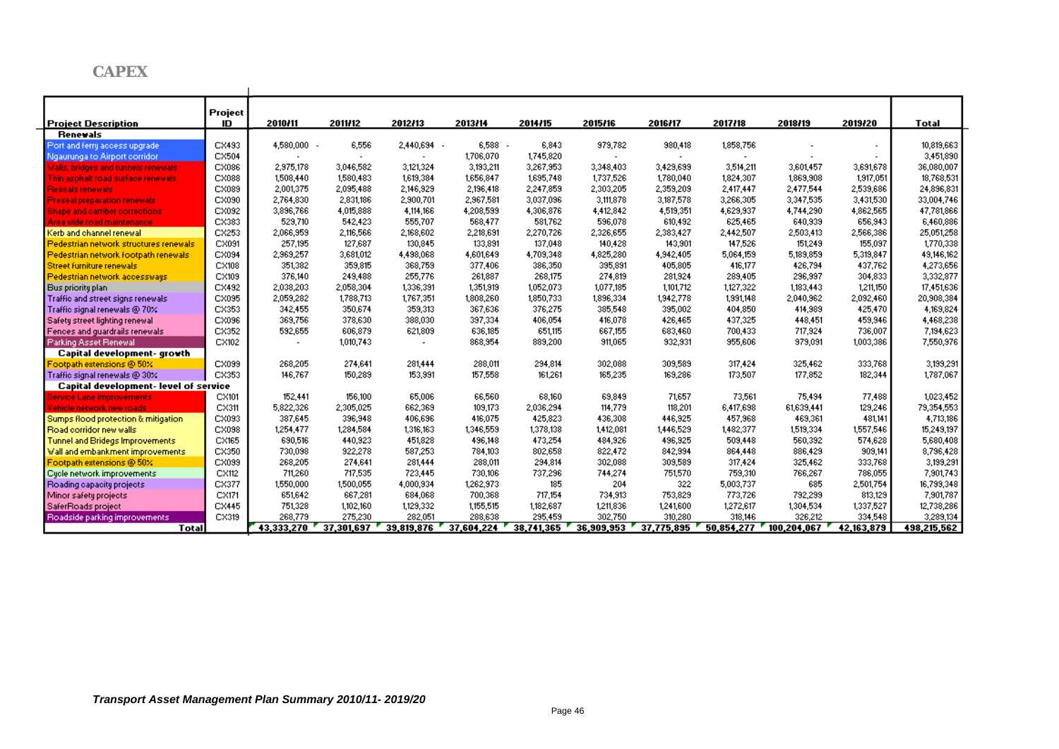# CAPEX

| Project Description | Project ID | 2010/11 | 2011/12 | 2012/13 | 2013/14 | 2014/15 | 2015/16 | 2016/17 | 2017/18 | 2018/19 | 2019/20 | Total |
|---|---|---|---|---|---|---|---|---|---|---|---|---|
| **Renewals** | | | | | | | | | | | | |
| Port and ferry access upgrade | CX493 | 4,580,000 - | 6,556 | 2,440,694 - | 6,588 - | 6,843 | 979,782 | 980,418 | 1,858,756 | - | - | 10,819,663 |
| Ngaurunga to Airport corridor | CX504 | - | - | - | 1,706,070 | 1,745,820 | - | - | - | - | - | 3,451,890 |
| Walls, bridges and tunnels renewals | CX086 | 2,975,178 | 3,046,582 | 3,121,324 | 3,193,211 | 3,267,953 | 3,348,403 | 3,429,699 | 3,514,211 | 3,601,457 | 3,691,678 | 36,080,007 |
| Thin asphalt road surface renewals | CX088 | 1,508,440 | 1,580,483 | 1,619,384 | 1,656,847 | 1,695,748 | 1,737,526 | 1,780,040 | 1,824,307 | 1,869,908 | 1,917,051 | 18,768,531 |
| Reseals renewals | CX089 | 2,001,375 | 2,095,488 | 2,146,929 | 2,196,418 | 2,247,859 | 2,303,205 | 2,359,209 | 2,417,447 | 2,477,544 | 2,539,686 | 24,896,831 |
| Preseal preparation renewals | CX090 | 2,764,830 | 2,831,186 | 2,900,701 | 2,967,581 | 3,037,096 | 3,111,878 | 3,187,578 | 3,266,305 | 3,347,535 | 3,431,530 | 33,004,746 |
| Shape and camber corrections | CX092 | 3,896,766 | 4,015,888 | 4,114,166 | 4,208,599 | 4,306,876 | 4,412,842 | 4,519,351 | 4,629,937 | 4,744,290 | 4,862,565 | 47,781,866 |
| Area wide road maintenance | CX383 | 529,710 | 542,423 | 555,707 | 568,477 | 581,762 | 596,078 | 610,492 | 625,465 | 640,939 | 656,943 | 6,460,886 |
| Kerb and channel renewal | CX253 | 2,066,959 | 2,116,566 | 2,168,602 | 2,218,691 | 2,270,726 | 2,326,655 | 2,383,427 | 2,442,507 | 2,503,413 | 2,566,386 | 25,051,258 |
| Pedestrian network structures renewals | CX091 | 257,195 | 127,687 | 130,845 | 133,891 | 137,048 | 140,428 | 143,901 | 147,526 | 151,249 | 155,097 | 1,770,338 |
| Pedestrian network footpath renewals | CX094 | 2,969,257 | 3,681,012 | 4,498,068 | 4,601,649 | 4,709,348 | 4,825,280 | 4,942,405 | 5,064,159 | 5,189,859 | 5,319,847 | 49,146,162 |
| Street furniture renewals | CX108 | 351,382 | 359,815 | 368,759 | 377,406 | 386,350 | 395,891 | 405,805 | 416,177 | 426,794 | 437,762 | 4,273,656 |
| Pedestrian network accessways | CX109 | 376,140 | 249,488 | 255,776 | 261,887 | 268,175 | 274,819 | 281,924 | 289,405 | 296,997 | 304,833 | 3,332,877 |
| Bus priority plan | CX492 | 2,038,203 | 2,058,304 | 1,336,391 | 1,351,919 | 1,052,073 | 1,077,185 | 1,101,712 | 1,127,322 | 1,183,443 | 1,211,150 | 17,451,636 |
| Traffic and street signs renewals | CX095 | 2,059,282 | 1,788,713 | 1,767,351 | 1,808,260 | 1,850,733 | 1,896,334 | 1,942,778 | 1,991,148 | 2,040,962 | 2,092,460 | 20,908,384 |
| Traffic signal renewals @ 70% | CX353 | 342,455 | 350,674 | 359,313 | 367,636 | 376,275 | 385,548 | 395,002 | 404,850 | 414,989 | 425,470 | 4,169,824 |
| Safety street lighting renewal | CX096 | 369,756 | 378,630 | 388,030 | 397,334 | 406,054 | 416,078 | 426,465 | 437,325 | 448,451 | 459,946 | 4,468,238 |
| Fences and guardrails renewals | CX352 | 592,655 | 606,879 | 621,809 | 636,185 | 651,115 | 667,155 | 683,460 | 700,433 | 717,924 | 736,007 | 7,194,623 |
| Parking Asset Renewal | CX102 | - | 1,010,743 | - | 868,954 | 889,200 | 911,065 | 932,931 | 955,606 | 979,091 | 1,003,386 | 7,550,976 |
| **Capital development- growth** | | | | | | | | | | | | |
| Footpath extensions @ 50% | CX099 | 268,205 | 274,641 | 281,444 | 288,011 | 294,814 | 302,088 | 309,589 | 317,424 | 325,462 | 333,768 | 3,199,291 |
| Traffic signal renewals @ 30% | CX353 | 146,767 | 150,289 | 153,991 | 157,558 | 161,261 | 165,235 | 169,286 | 173,507 | 177,852 | 182,344 | 1,787,067 |
| **Capital development- level of service** | | | | | | | | | | | | |
| Service Lane Improvements | CX101 | 152,441 | 156,100 | 65,006 | 66,560 | 68,160 | 69,849 | 71,657 | 73,561 | 75,494 | 77,488 | 1,023,452 |
| Vehicle network new roads | CX311 | 5,822,326 | 2,305,025 | 662,369 | 109,173 | 2,036,294 | 114,779 | 118,201 | 6,417,698 | 61,639,441 | 129,246 | 79,354,553 |
| Sumps flood protection & mitigation | CX093 | 387,645 | 396,948 | 406,696 | 416,075 | 425,823 | 436,308 | 446,925 | 457,968 | 469,361 | 481,141 | 4,713,186 |
| Road corridor new walls | CX098 | 1,254,477 | 1,284,584 | 1,316,163 | 1,346,559 | 1,378,138 | 1,412,081 | 1,446,529 | 1,482,377 | 1,519,334 | 1,557,546 | 15,249,197 |
| Tunnel and Bridegs Improvements | CX165 | 690,516 | 440,923 | 451,828 | 496,148 | 473,254 | 484,926 | 496,925 | 509,448 | 560,392 | 574,628 | 5,680,408 |
| Wall and embankment improvements | CX350 | 730,098 | 922,278 | 587,253 | 784,103 | 802,658 | 822,472 | 842,994 | 864,448 | 886,429 | 909,141 | 8,796,428 |
| Footpath extensions @ 50% | CX099 | 268,205 | 274,641 | 281,444 | 288,011 | 294,814 | 302,088 | 309,589 | 317,424 | 325,462 | 333,768 | 3,199,291 |
| Cycle network improvements | CX112 | 711,260 | 717,535 | 723,445 | 730,106 | 737,296 | 744,274 | 751,570 | 759,310 | 766,267 | 786,055 | 7,901,743 |
| Roading capacity projects | CX377 | 1,550,000 | 1,500,055 | 4,000,934 | 1,262,973 | 185 | 204 | 322 | 5,003,737 | 685 | 2,501,754 | 16,799,348 |
| Minor safety projects | CX171 | 651,642 | 667,281 | 684,068 | 700,368 | 717,154 | 734,913 | 753,829 | 773,726 | 792,299 | 813,129 | 7,901,787 |
| SaferRoads project | CX445 | 751,328 | 1,102,160 | 1,129,332 | 1,155,515 | 1,182,687 | 1,211,836 | 1,241,600 | 1,272,617 | 1,304,534 | 1,337,527 | 12,738,286 |
| Roadside parking improvements | CX319 | 268,779 | 275,230 | 282,051 | 288,638 | 295,459 | 302,750 | 310,280 | 318,146 | 326,212 | 334,548 | 3,289,134 |
| **Total** | | **43,333,270** | **37,301,697** | **39,819,876** | **37,604,224** | **38,741,365** | **36,909,953** | **37,775,895** | **50,854,277** | **100,204,067** | **42,163,879** | **498,215,562** |